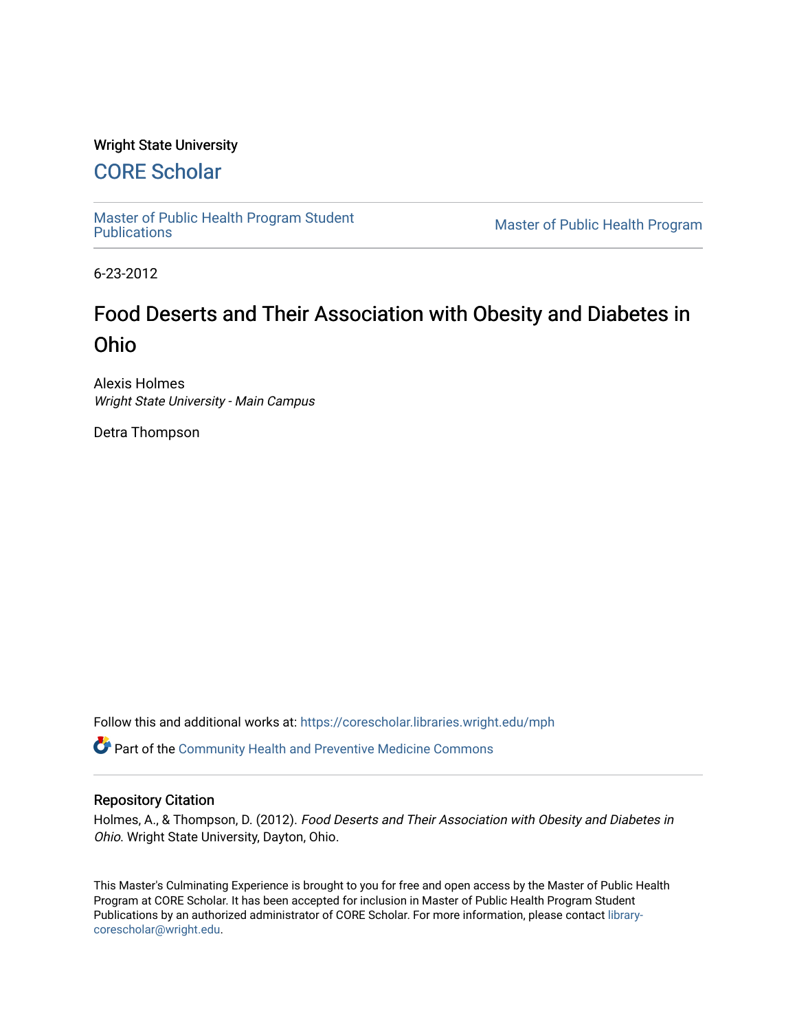Wright State University

# CORE Scholar

Master of Public Health Program Student Publications

Master of Public Health Program

6-23-2012

# Food Deserts and Their Association with Obesity and Diabetes in Ohio

Alexis Holmes
*Wright State University - Main Campus*

Detra Thompson

Follow this and additional works at: https://corescholar.libraries.wright.edu/mph

Part of the Community Health and Preventive Medicine Commons

## Repository Citation

Holmes, A., & Thompson, D. (2012). *Food Deserts and Their Association with Obesity and Diabetes in Ohio*. Wright State University, Dayton, Ohio.

This Master's Culminating Experience is brought to you for free and open access by the Master of Public Health Program at CORE Scholar. It has been accepted for inclusion in Master of Public Health Program Student Publications by an authorized administrator of CORE Scholar. For more information, please contact library-corescholar@wright.edu.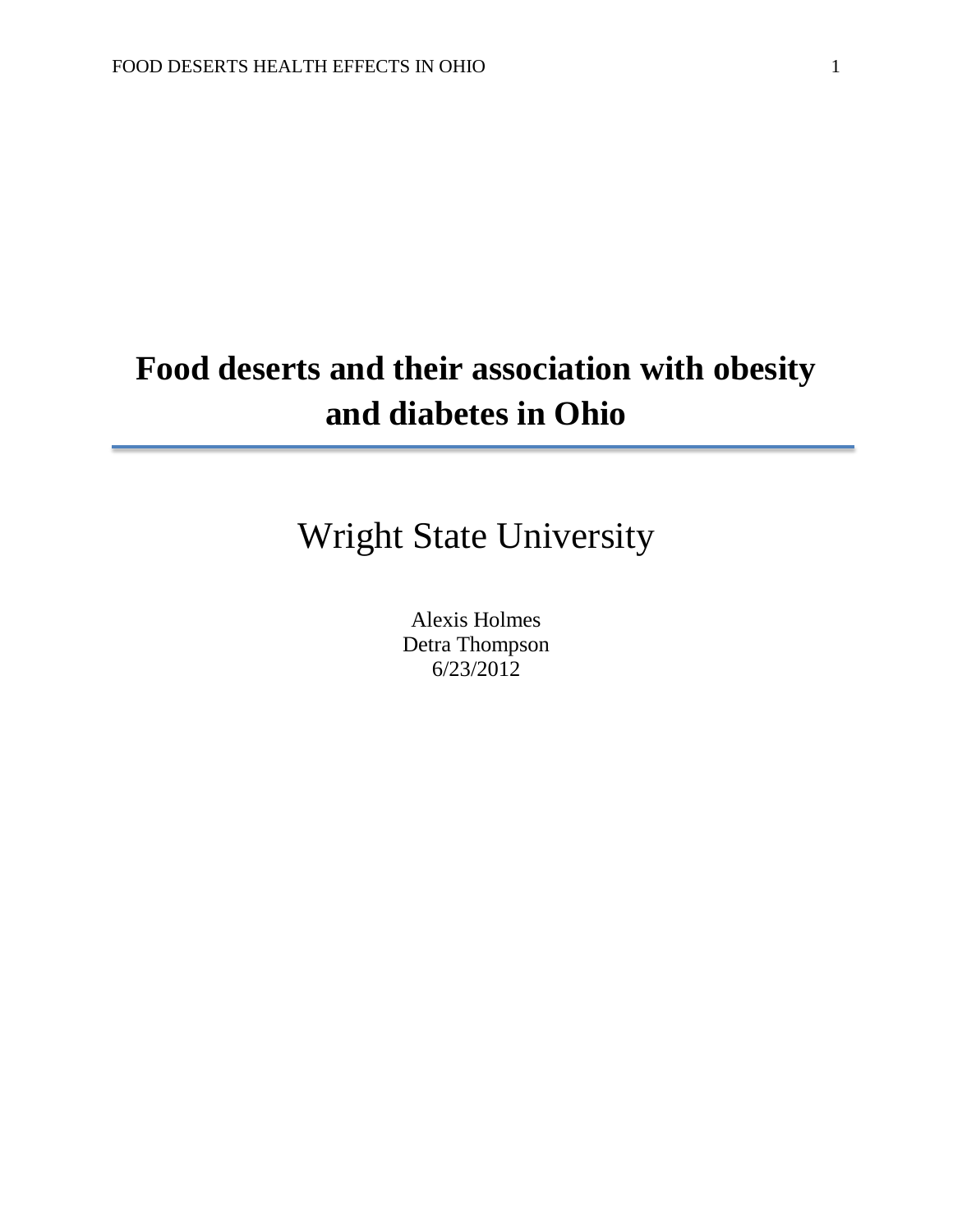# Food deserts and their association with obesity and diabetes in Ohio

Wright State University

Alexis Holmes
Detra Thompson
6/23/2012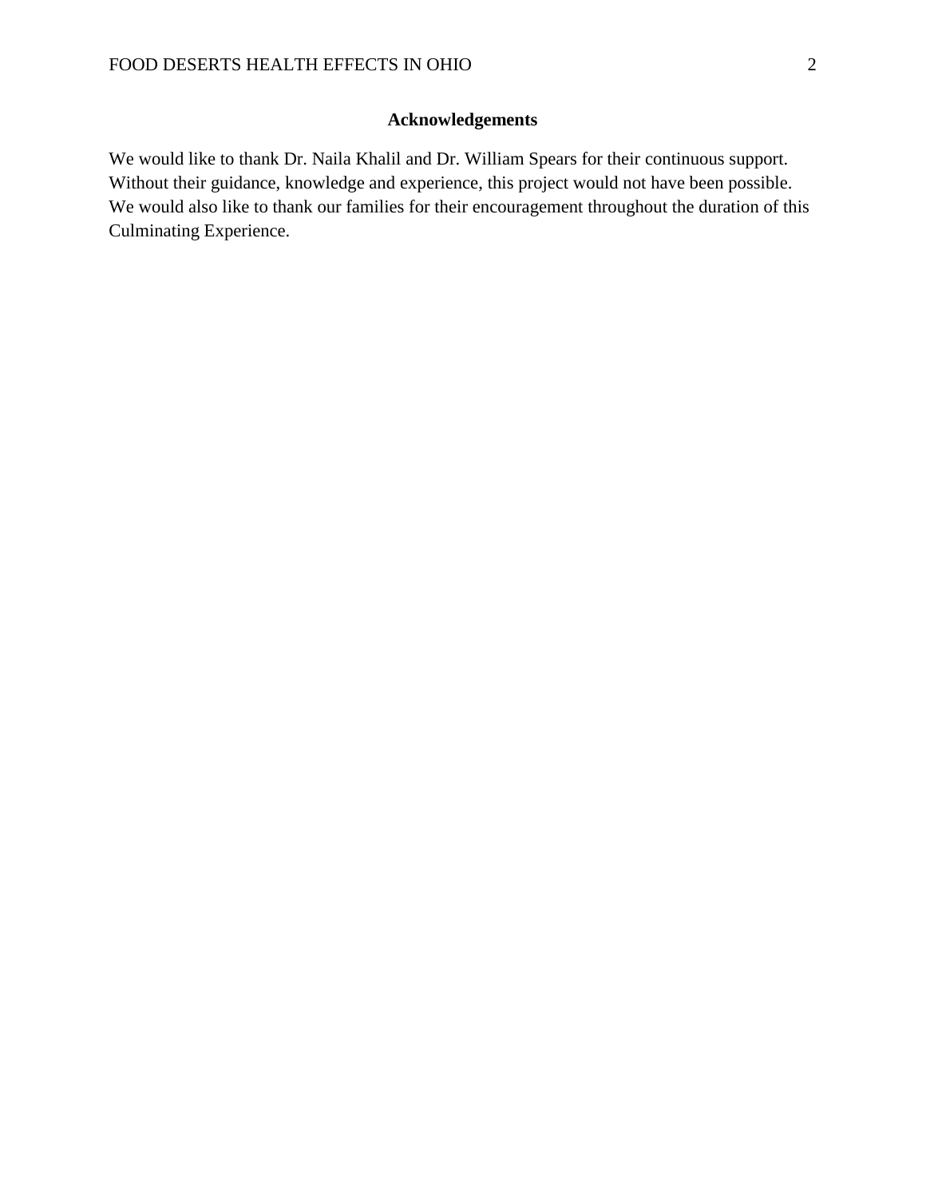## Acknowledgements

We would like to thank Dr. Naila Khalil and Dr. William Spears for their continuous support. Without their guidance, knowledge and experience, this project would not have been possible. We would also like to thank our families for their encouragement throughout the duration of this Culminating Experience.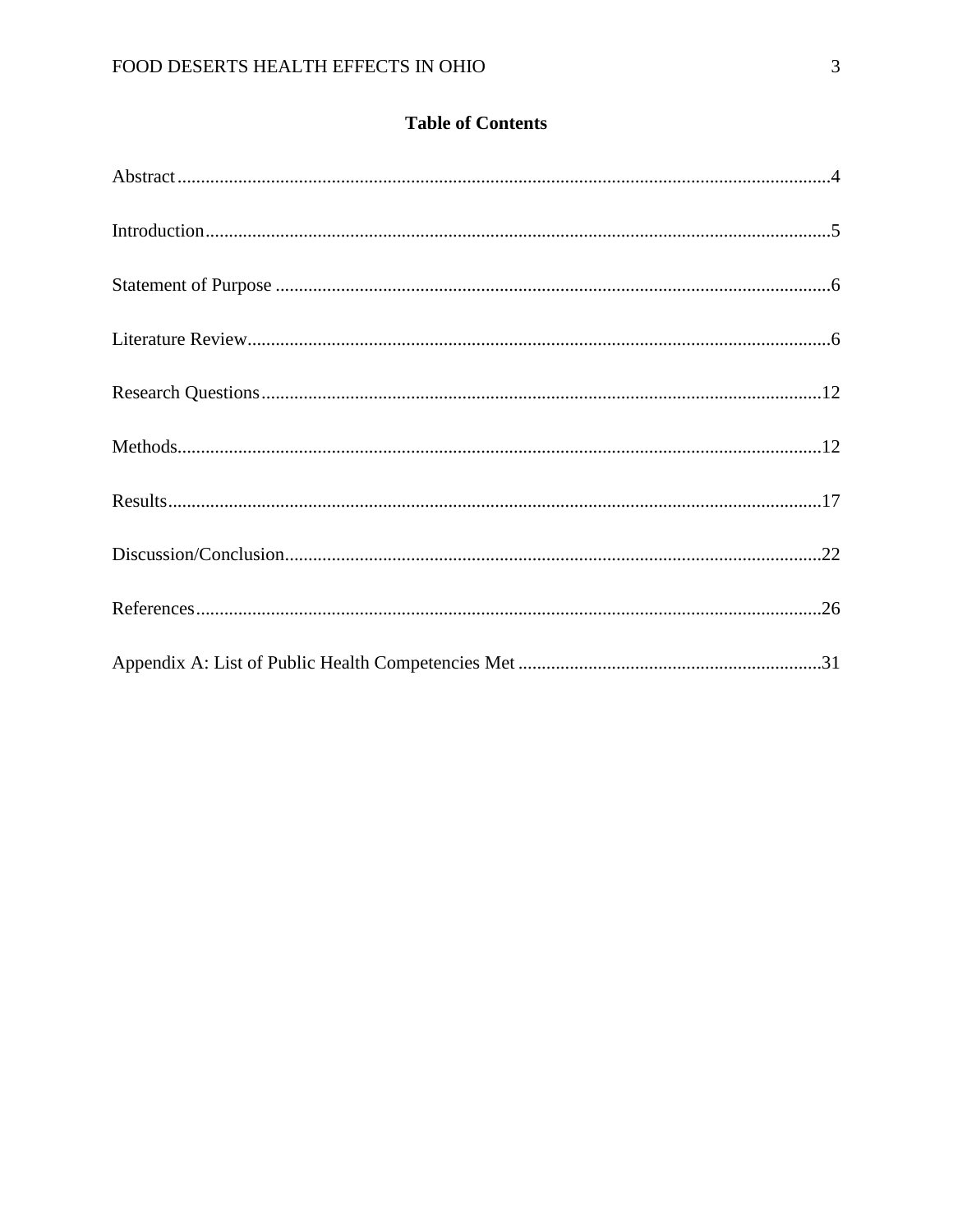## Table of Contents

Abstract....................................................................................................................................4

Introduction...............................................................................................................................5

Statement of Purpose ................................................................................................................6

Literature Review......................................................................................................................6

Research Questions.................................................................................................................12

Methods...................................................................................................................................12

Results.....................................................................................................................................17

Discussion/Conclusion............................................................................................................22

References...............................................................................................................................26

Appendix A: List of Public Health Competencies Met ..........................................................31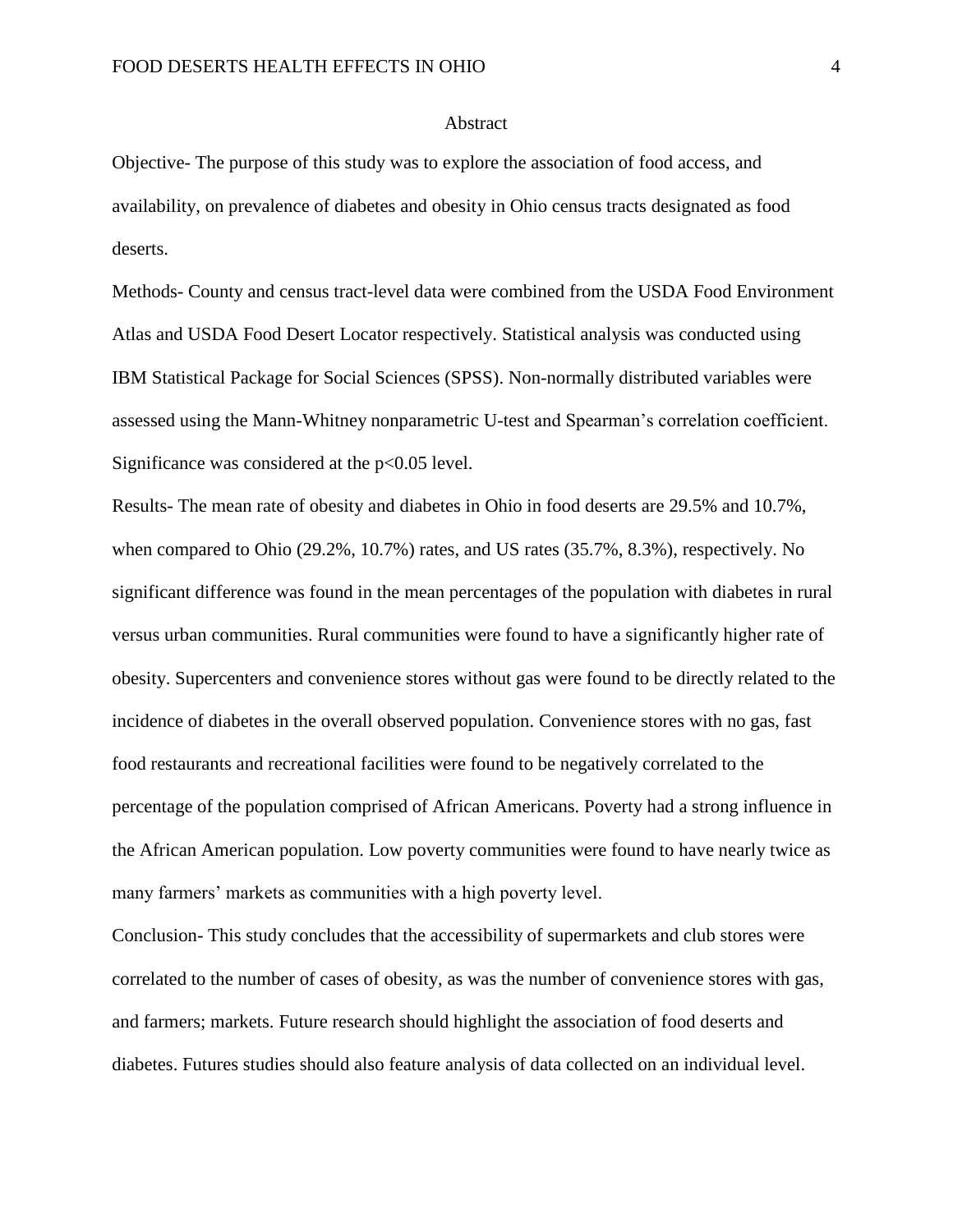# Abstract

Objective- The purpose of this study was to explore the association of food access, and availability, on prevalence of diabetes and obesity in Ohio census tracts designated as food deserts.

Methods- County and census tract-level data were combined from the USDA Food Environment Atlas and USDA Food Desert Locator respectively. Statistical analysis was conducted using IBM Statistical Package for Social Sciences (SPSS). Non-normally distributed variables were assessed using the Mann-Whitney nonparametric U-test and Spearman's correlation coefficient. Significance was considered at the $p<0.05$ level.

Results- The mean rate of obesity and diabetes in Ohio in food deserts are 29.5% and 10.7%, when compared to Ohio (29.2%, 10.7%) rates, and US rates (35.7%, 8.3%), respectively. No significant difference was found in the mean percentages of the population with diabetes in rural versus urban communities. Rural communities were found to have a significantly higher rate of obesity. Supercenters and convenience stores without gas were found to be directly related to the incidence of diabetes in the overall observed population. Convenience stores with no gas, fast food restaurants and recreational facilities were found to be negatively correlated to the percentage of the population comprised of African Americans. Poverty had a strong influence in the African American population. Low poverty communities were found to have nearly twice as many farmers' markets as communities with a high poverty level.

Conclusion- This study concludes that the accessibility of supermarkets and club stores were correlated to the number of cases of obesity, as was the number of convenience stores with gas, and farmers; markets. Future research should highlight the association of food deserts and diabetes. Futures studies should also feature analysis of data collected on an individual level.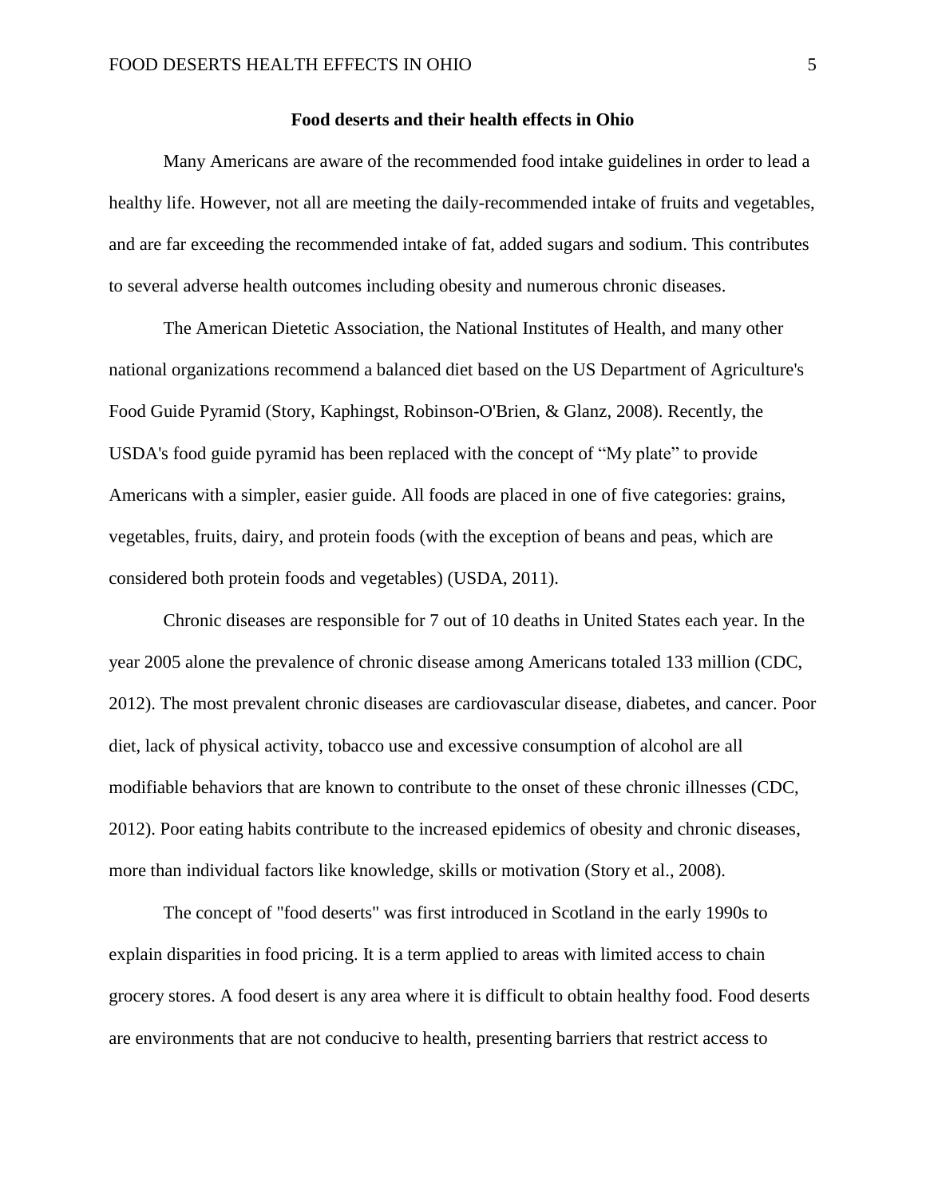## Food deserts and their health effects in Ohio

Many Americans are aware of the recommended food intake guidelines in order to lead a healthy life. However, not all are meeting the daily-recommended intake of fruits and vegetables, and are far exceeding the recommended intake of fat, added sugars and sodium. This contributes to several adverse health outcomes including obesity and numerous chronic diseases.

The American Dietetic Association, the National Institutes of Health, and many other national organizations recommend a balanced diet based on the US Department of Agriculture's Food Guide Pyramid (Story, Kaphingst, Robinson-O'Brien, & Glanz, 2008). Recently, the USDA's food guide pyramid has been replaced with the concept of "My plate" to provide Americans with a simpler, easier guide. All foods are placed in one of five categories: grains, vegetables, fruits, dairy, and protein foods (with the exception of beans and peas, which are considered both protein foods and vegetables) (USDA, 2011).

Chronic diseases are responsible for 7 out of 10 deaths in United States each year. In the year 2005 alone the prevalence of chronic disease among Americans totaled 133 million (CDC, 2012). The most prevalent chronic diseases are cardiovascular disease, diabetes, and cancer. Poor diet, lack of physical activity, tobacco use and excessive consumption of alcohol are all modifiable behaviors that are known to contribute to the onset of these chronic illnesses (CDC, 2012). Poor eating habits contribute to the increased epidemics of obesity and chronic diseases, more than individual factors like knowledge, skills or motivation (Story et al., 2008).

The concept of "food deserts" was first introduced in Scotland in the early 1990s to explain disparities in food pricing. It is a term applied to areas with limited access to chain grocery stores. A food desert is any area where it is difficult to obtain healthy food. Food deserts are environments that are not conducive to health, presenting barriers that restrict access to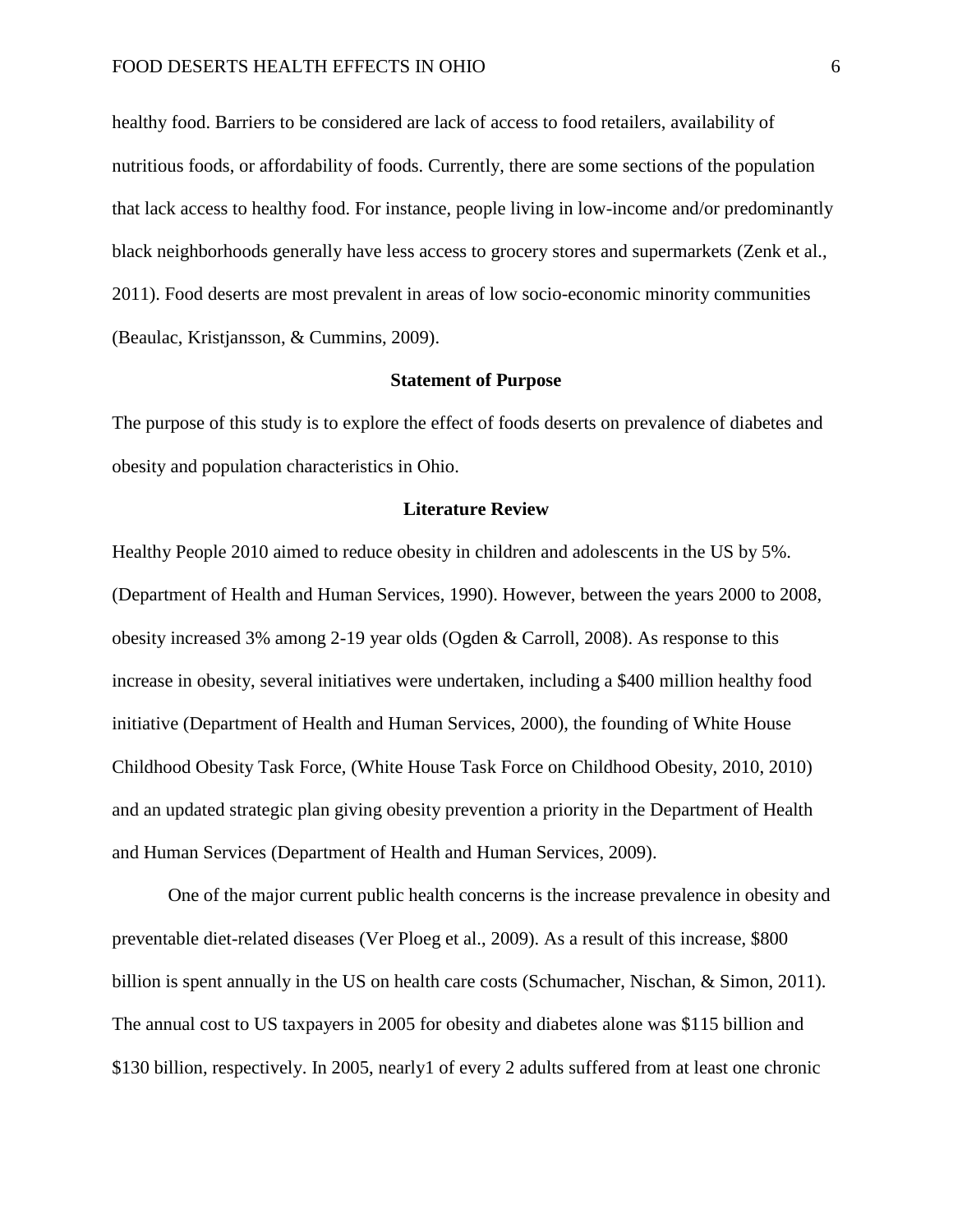healthy food. Barriers to be considered are lack of access to food retailers, availability of nutritious foods, or affordability of foods. Currently, there are some sections of the population that lack access to healthy food. For instance, people living in low-income and/or predominantly black neighborhoods generally have less access to grocery stores and supermarkets (Zenk et al., 2011). Food deserts are most prevalent in areas of low socio-economic minority communities (Beaulac, Kristjansson, & Cummins, 2009).

## Statement of Purpose

The purpose of this study is to explore the effect of foods deserts on prevalence of diabetes and obesity and population characteristics in Ohio.

## Literature Review

Healthy People 2010 aimed to reduce obesity in children and adolescents in the US by 5%. (Department of Health and Human Services, 1990). However, between the years 2000 to 2008, obesity increased 3% among 2-19 year olds (Ogden & Carroll, 2008). As response to this increase in obesity, several initiatives were undertaken, including a $400 million healthy food initiative (Department of Health and Human Services, 2000), the founding of White House Childhood Obesity Task Force, (White House Task Force on Childhood Obesity, 2010, 2010) and an updated strategic plan giving obesity prevention a priority in the Department of Health and Human Services (Department of Health and Human Services, 2009).

One of the major current public health concerns is the increase prevalence in obesity and preventable diet-related diseases (Ver Ploeg et al., 2009). As a result of this increase, $800 billion is spent annually in the US on health care costs (Schumacher, Nischan, & Simon, 2011). The annual cost to US taxpayers in 2005 for obesity and diabetes alone was $115 billion and $130 billion, respectively. In 2005, nearly1 of every 2 adults suffered from at least one chronic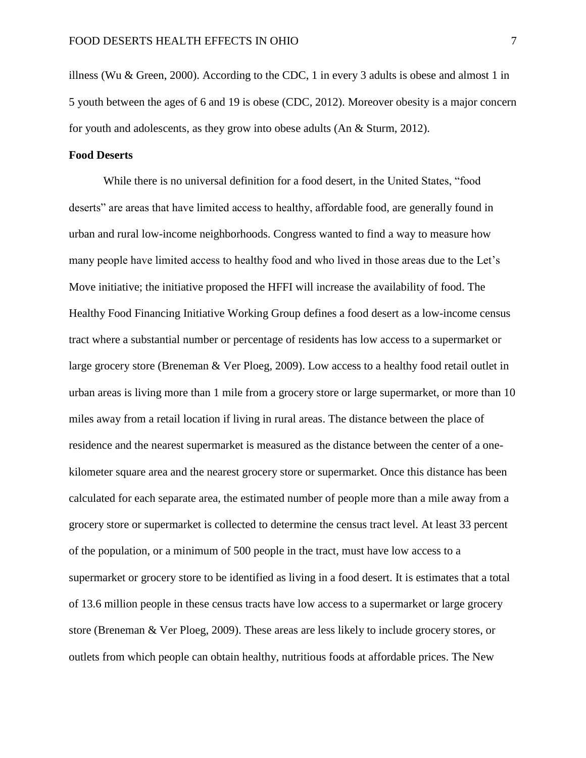illness (Wu & Green, 2000). According to the CDC, 1 in every 3 adults is obese and almost 1 in 5 youth between the ages of 6 and 19 is obese (CDC, 2012). Moreover obesity is a major concern for youth and adolescents, as they grow into obese adults (An & Sturm, 2012).

**Food Deserts**

While there is no universal definition for a food desert, in the United States, "food deserts" are areas that have limited access to healthy, affordable food, are generally found in urban and rural low-income neighborhoods. Congress wanted to find a way to measure how many people have limited access to healthy food and who lived in those areas due to the Let's Move initiative; the initiative proposed the HFFI will increase the availability of food. The Healthy Food Financing Initiative Working Group defines a food desert as a low-income census tract where a substantial number or percentage of residents has low access to a supermarket or large grocery store (Breneman & Ver Ploeg, 2009). Low access to a healthy food retail outlet in urban areas is living more than 1 mile from a grocery store or large supermarket, or more than 10 miles away from a retail location if living in rural areas. The distance between the place of residence and the nearest supermarket is measured as the distance between the center of a one-kilometer square area and the nearest grocery store or supermarket. Once this distance has been calculated for each separate area, the estimated number of people more than a mile away from a grocery store or supermarket is collected to determine the census tract level. At least 33 percent of the population, or a minimum of 500 people in the tract, must have low access to a supermarket or grocery store to be identified as living in a food desert. It is estimates that a total of 13.6 million people in these census tracts have low access to a supermarket or large grocery store (Breneman & Ver Ploeg, 2009). These areas are less likely to include grocery stores, or outlets from which people can obtain healthy, nutritious foods at affordable prices. The New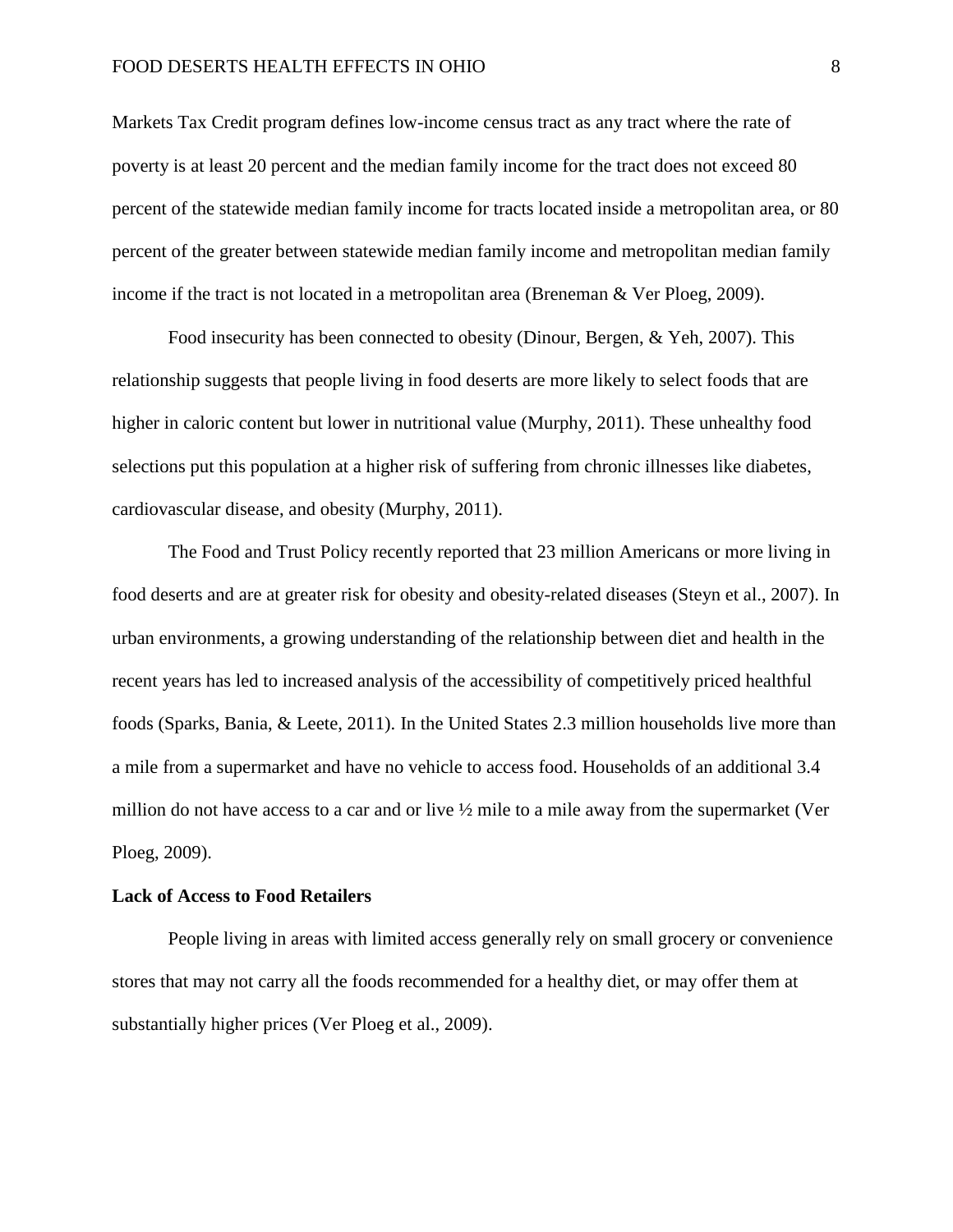Markets Tax Credit program defines low-income census tract as any tract where the rate of poverty is at least 20 percent and the median family income for the tract does not exceed 80 percent of the statewide median family income for tracts located inside a metropolitan area, or 80 percent of the greater between statewide median family income and metropolitan median family income if the tract is not located in a metropolitan area (Breneman & Ver Ploeg, 2009).

Food insecurity has been connected to obesity (Dinour, Bergen, & Yeh, 2007). This relationship suggests that people living in food deserts are more likely to select foods that are higher in caloric content but lower in nutritional value (Murphy, 2011). These unhealthy food selections put this population at a higher risk of suffering from chronic illnesses like diabetes, cardiovascular disease, and obesity (Murphy, 2011).

The Food and Trust Policy recently reported that 23 million Americans or more living in food deserts and are at greater risk for obesity and obesity-related diseases (Steyn et al., 2007). In urban environments, a growing understanding of the relationship between diet and health in the recent years has led to increased analysis of the accessibility of competitively priced healthful foods (Sparks, Bania, & Leete, 2011). In the United States 2.3 million households live more than a mile from a supermarket and have no vehicle to access food. Households of an additional 3.4 million do not have access to a car and or live ½ mile to a mile away from the supermarket (Ver Ploeg, 2009).

**Lack of Access to Food Retailers**

People living in areas with limited access generally rely on small grocery or convenience stores that may not carry all the foods recommended for a healthy diet, or may offer them at substantially higher prices (Ver Ploeg et al., 2009).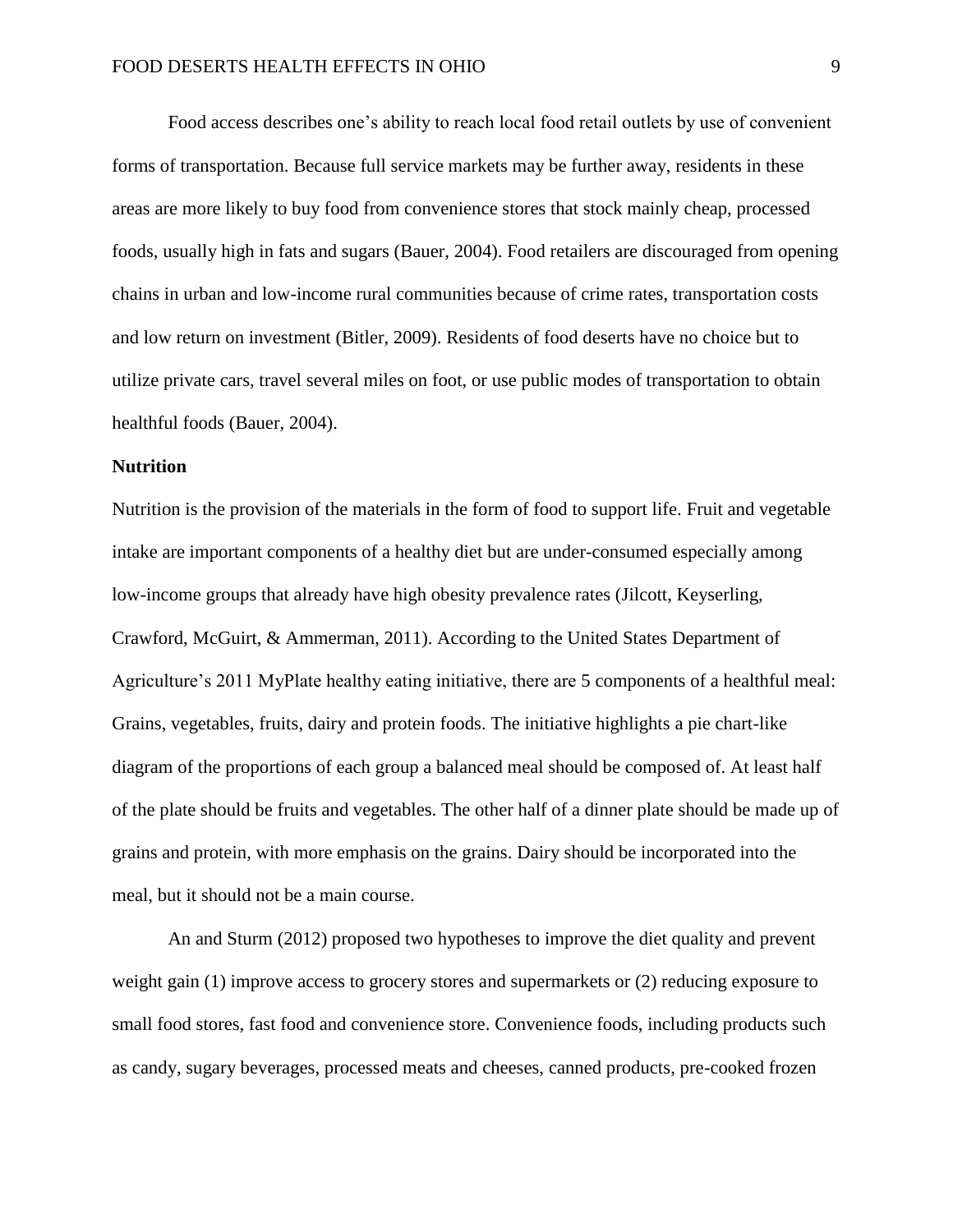Food access describes one's ability to reach local food retail outlets by use of convenient forms of transportation. Because full service markets may be further away, residents in these areas are more likely to buy food from convenience stores that stock mainly cheap, processed foods, usually high in fats and sugars (Bauer, 2004). Food retailers are discouraged from opening chains in urban and low-income rural communities because of crime rates, transportation costs and low return on investment (Bitler, 2009). Residents of food deserts have no choice but to utilize private cars, travel several miles on foot, or use public modes of transportation to obtain healthful foods (Bauer, 2004).

**Nutrition**

Nutrition is the provision of the materials in the form of food to support life. Fruit and vegetable intake are important components of a healthy diet but are under-consumed especially among low-income groups that already have high obesity prevalence rates (Jilcott, Keyserling, Crawford, McGuirt, & Ammerman, 2011). According to the United States Department of Agriculture's 2011 MyPlate healthy eating initiative, there are 5 components of a healthful meal: Grains, vegetables, fruits, dairy and protein foods. The initiative highlights a pie chart-like diagram of the proportions of each group a balanced meal should be composed of. At least half of the plate should be fruits and vegetables. The other half of a dinner plate should be made up of grains and protein, with more emphasis on the grains. Dairy should be incorporated into the meal, but it should not be a main course.

An and Sturm (2012) proposed two hypotheses to improve the diet quality and prevent weight gain (1) improve access to grocery stores and supermarkets or (2) reducing exposure to small food stores, fast food and convenience store. Convenience foods, including products such as candy, sugary beverages, processed meats and cheeses, canned products, pre-cooked frozen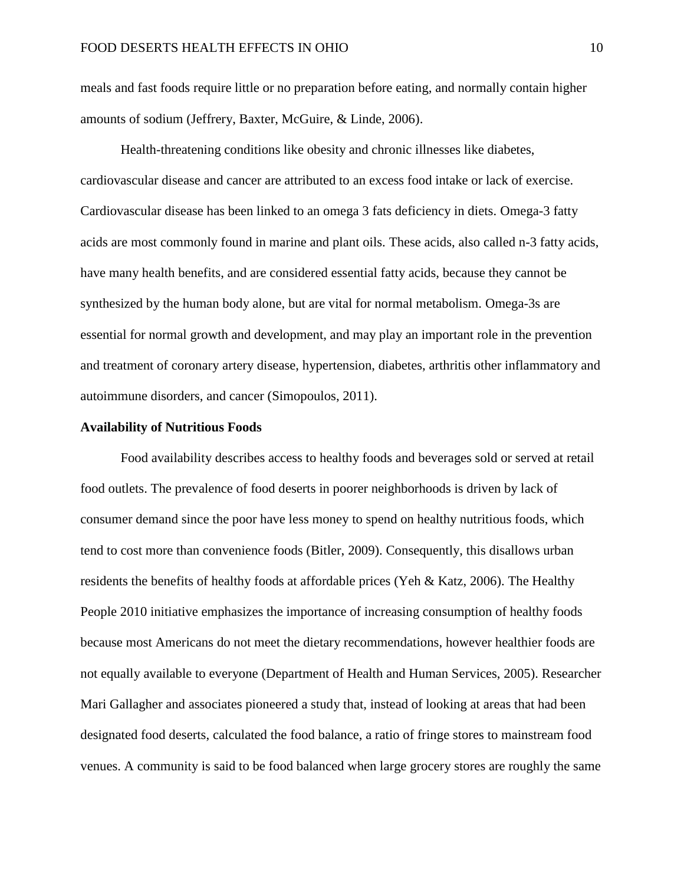meals and fast foods require little or no preparation before eating, and normally contain higher amounts of sodium (Jeffrery, Baxter, McGuire, & Linde, 2006).

Health-threatening conditions like obesity and chronic illnesses like diabetes, cardiovascular disease and cancer are attributed to an excess food intake or lack of exercise. Cardiovascular disease has been linked to an omega 3 fats deficiency in diets. Omega-3 fatty acids are most commonly found in marine and plant oils. These acids, also called n-3 fatty acids, have many health benefits, and are considered essential fatty acids, because they cannot be synthesized by the human body alone, but are vital for normal metabolism. Omega-3s are essential for normal growth and development, and may play an important role in the prevention and treatment of coronary artery disease, hypertension, diabetes, arthritis other inflammatory and autoimmune disorders, and cancer (Simopoulos, 2011).

**Availability of Nutritious Foods**

Food availability describes access to healthy foods and beverages sold or served at retail food outlets. The prevalence of food deserts in poorer neighborhoods is driven by lack of consumer demand since the poor have less money to spend on healthy nutritious foods, which tend to cost more than convenience foods (Bitler, 2009). Consequently, this disallows urban residents the benefits of healthy foods at affordable prices (Yeh & Katz, 2006). The Healthy People 2010 initiative emphasizes the importance of increasing consumption of healthy foods because most Americans do not meet the dietary recommendations, however healthier foods are not equally available to everyone (Department of Health and Human Services, 2005). Researcher Mari Gallagher and associates pioneered a study that, instead of looking at areas that had been designated food deserts, calculated the food balance, a ratio of fringe stores to mainstream food venues. A community is said to be food balanced when large grocery stores are roughly the same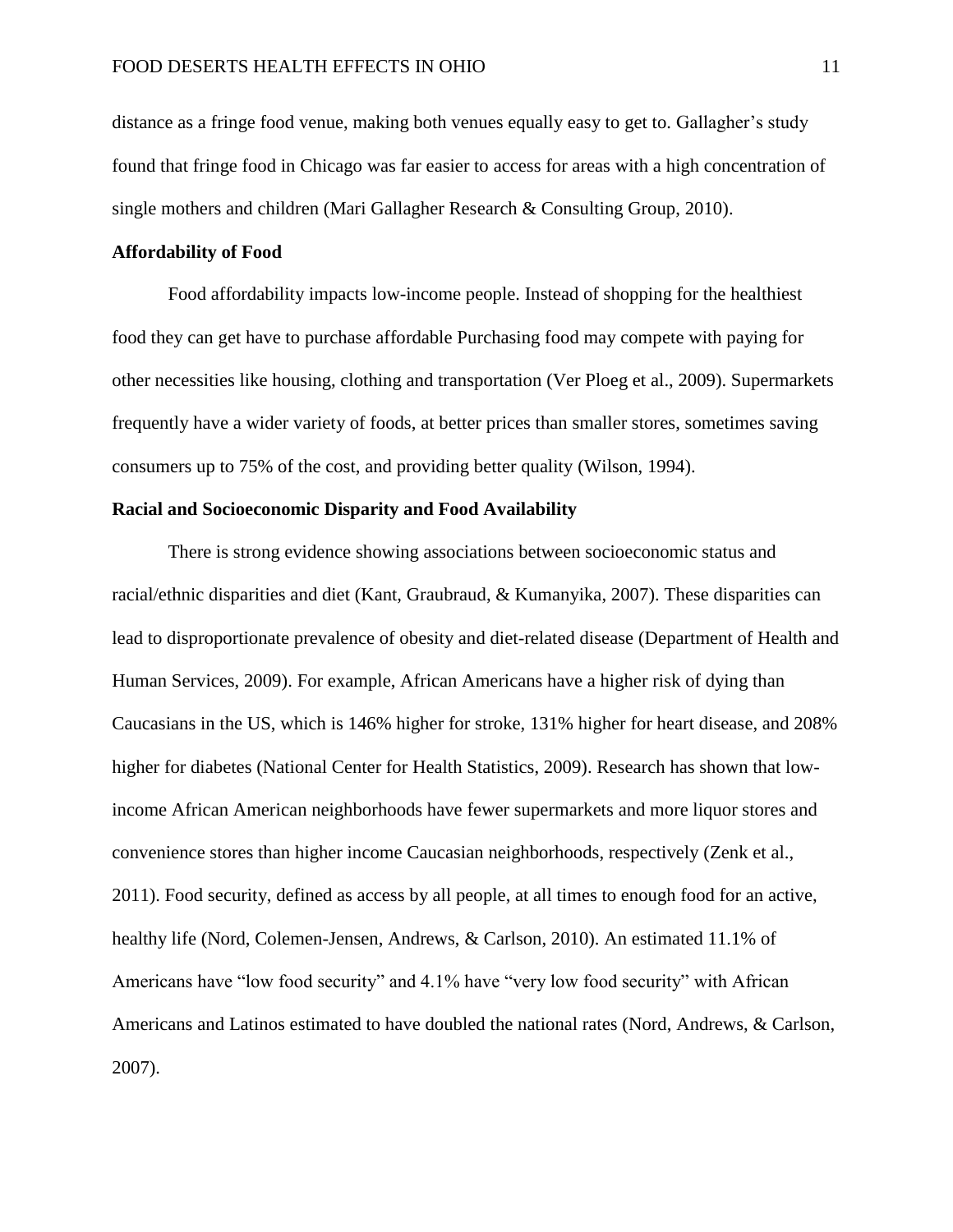distance as a fringe food venue, making both venues equally easy to get to. Gallagher's study found that fringe food in Chicago was far easier to access for areas with a high concentration of single mothers and children (Mari Gallagher Research & Consulting Group, 2010).

**Affordability of Food**

Food affordability impacts low-income people. Instead of shopping for the healthiest food they can get have to purchase affordable Purchasing food may compete with paying for other necessities like housing, clothing and transportation (Ver Ploeg et al., 2009). Supermarkets frequently have a wider variety of foods, at better prices than smaller stores, sometimes saving consumers up to 75% of the cost, and providing better quality (Wilson, 1994).

**Racial and Socioeconomic Disparity and Food Availability**

There is strong evidence showing associations between socioeconomic status and racial/ethnic disparities and diet (Kant, Graubraud, & Kumanyika, 2007). These disparities can lead to disproportionate prevalence of obesity and diet-related disease (Department of Health and Human Services, 2009). For example, African Americans have a higher risk of dying than Caucasians in the US, which is 146% higher for stroke, 131% higher for heart disease, and 208% higher for diabetes (National Center for Health Statistics, 2009). Research has shown that low-income African American neighborhoods have fewer supermarkets and more liquor stores and convenience stores than higher income Caucasian neighborhoods, respectively (Zenk et al., 2011). Food security, defined as access by all people, at all times to enough food for an active, healthy life (Nord, Colemen-Jensen, Andrews, & Carlson, 2010). An estimated 11.1% of Americans have "low food security" and 4.1% have "very low food security" with African Americans and Latinos estimated to have doubled the national rates (Nord, Andrews, & Carlson, 2007).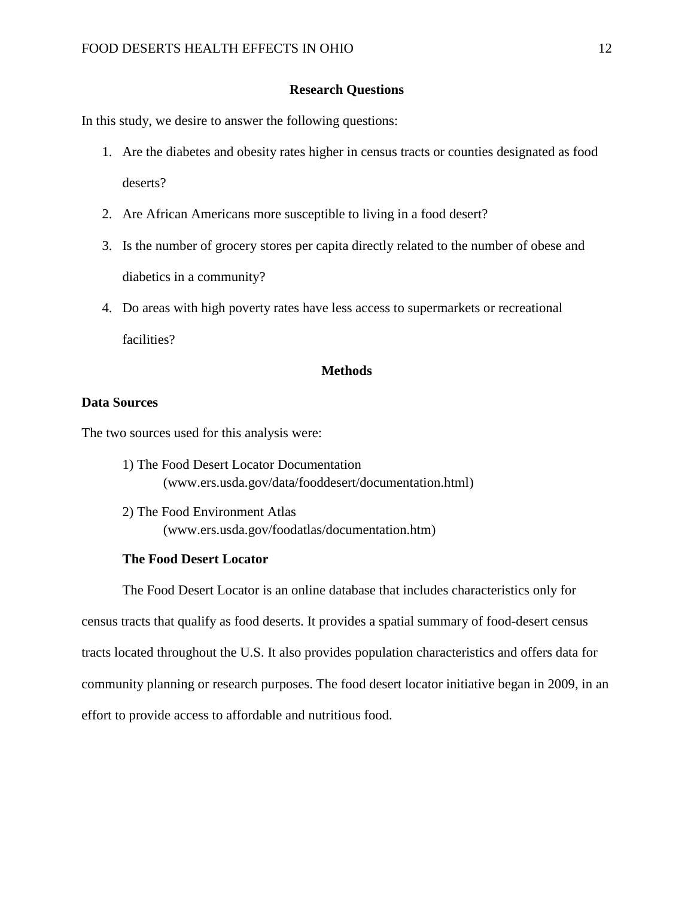## Research Questions

In this study, we desire to answer the following questions:

1. Are the diabetes and obesity rates higher in census tracts or counties designated as food deserts?
2. Are African Americans more susceptible to living in a food desert?
3. Is the number of grocery stores per capita directly related to the number of obese and diabetics in a community?
4. Do areas with high poverty rates have less access to supermarkets or recreational facilities?

## Methods

### Data Sources

The two sources used for this analysis were:

1) The Food Desert Locator Documentation
   (www.ers.usda.gov/data/fooddesert/documentation.html)

2) The Food Environment Atlas
   (www.ers.usda.gov/foodatlas/documentation.htm)

#### The Food Desert Locator

The Food Desert Locator is an online database that includes characteristics only for census tracts that qualify as food deserts. It provides a spatial summary of food-desert census tracts located throughout the U.S. It also provides population characteristics and offers data for community planning or research purposes. The food desert locator initiative began in 2009, in an effort to provide access to affordable and nutritious food.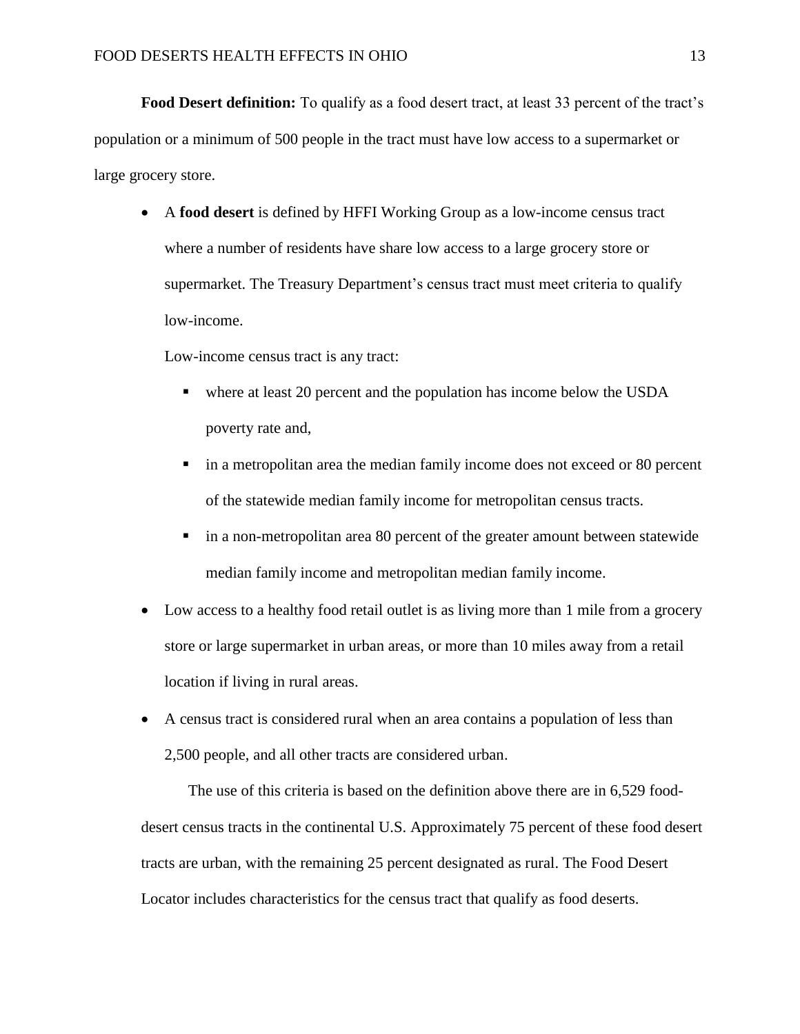**Food Desert definition:** To qualify as a food desert tract, at least 33 percent of the tract's population or a minimum of 500 people in the tract must have low access to a supermarket or large grocery store.

- A **food desert** is defined by HFFI Working Group as a low-income census tract where a number of residents have share low access to a large grocery store or supermarket. The Treasury Department's census tract must meet criteria to qualify low-income.

  Low-income census tract is any tract:

  - where at least 20 percent and the population has income below the USDA poverty rate and,
  - in a metropolitan area the median family income does not exceed or 80 percent of the statewide median family income for metropolitan census tracts.
  - in a non-metropolitan area 80 percent of the greater amount between statewide median family income and metropolitan median family income.

- Low access to a healthy food retail outlet is as living more than 1 mile from a grocery store or large supermarket in urban areas, or more than 10 miles away from a retail location if living in rural areas.
- A census tract is considered rural when an area contains a population of less than 2,500 people, and all other tracts are considered urban.

The use of this criteria is based on the definition above there are in 6,529 food-desert census tracts in the continental U.S. Approximately 75 percent of these food desert tracts are urban, with the remaining 25 percent designated as rural. The Food Desert Locator includes characteristics for the census tract that qualify as food deserts.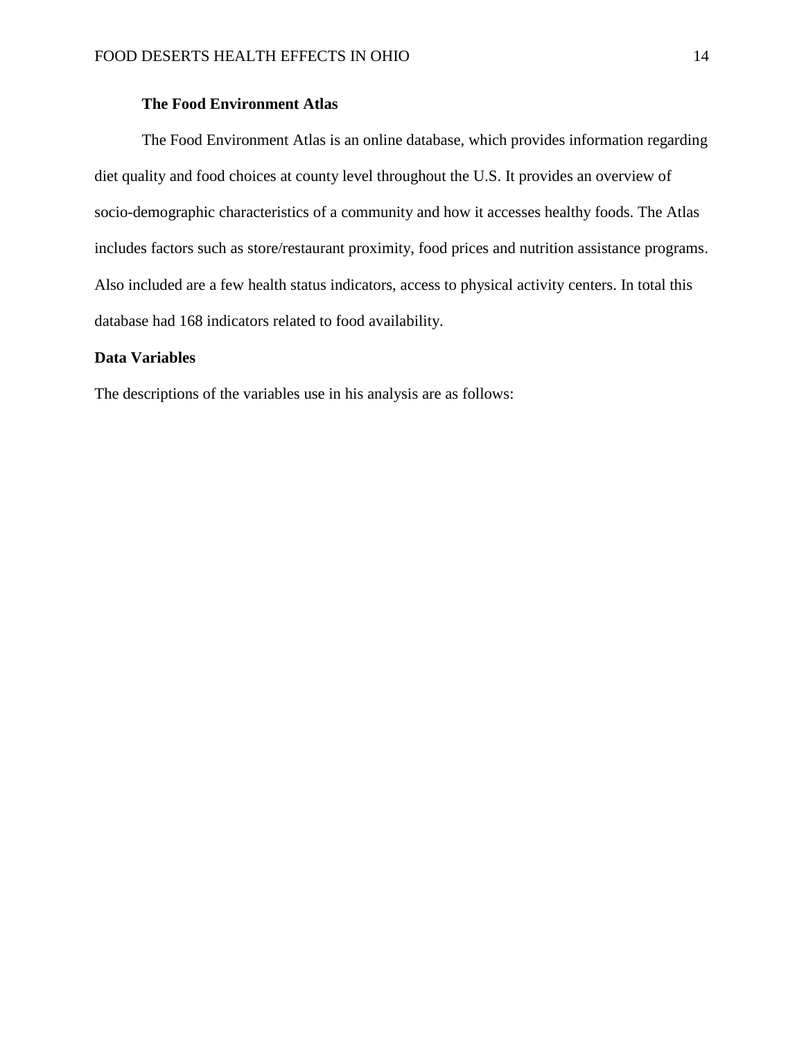### The Food Environment Atlas

The Food Environment Atlas is an online database, which provides information regarding diet quality and food choices at county level throughout the U.S. It provides an overview of socio-demographic characteristics of a community and how it accesses healthy foods. The Atlas includes factors such as store/restaurant proximity, food prices and nutrition assistance programs. Also included are a few health status indicators, access to physical activity centers. In total this database had 168 indicators related to food availability.

## Data Variables

The descriptions of the variables use in his analysis are as follows: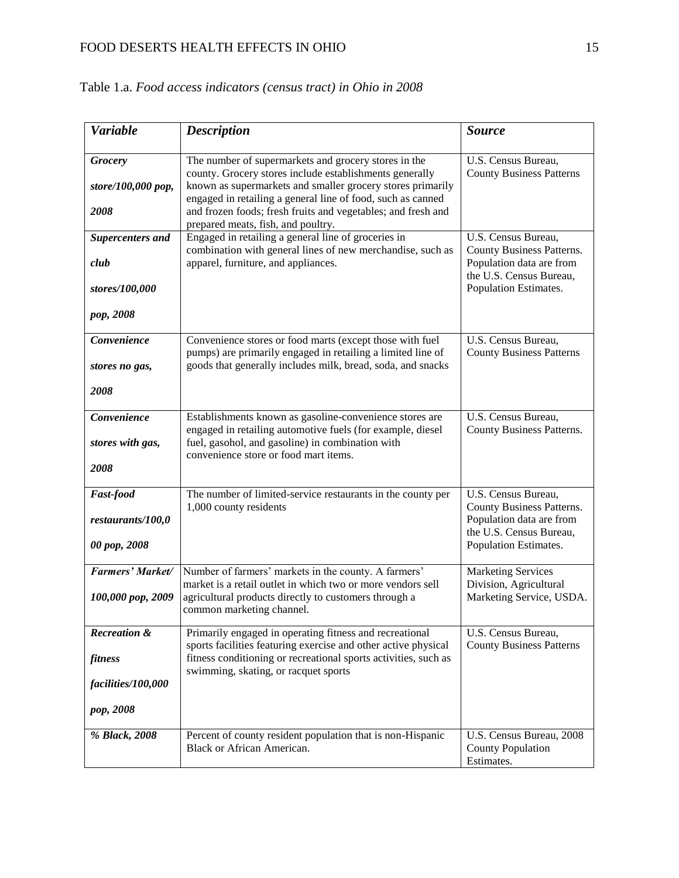Table 1.a. *Food access indicators (census tract) in Ohio in 2008*

| ***Variable*** | ***Description*** | ***Source*** |
|---|---|---|
| ***Grocery store/100,000 pop, 2008*** | The number of supermarkets and grocery stores in the county. Grocery stores include establishments generally known as supermarkets and smaller grocery stores primarily engaged in retailing a general line of food, such as canned and frozen foods; fresh fruits and vegetables; and fresh and prepared meats, fish, and poultry. | U.S. Census Bureau, County Business Patterns |
| ***Supercenters and club stores/100,000 pop, 2008*** | Engaged in retailing a general line of groceries in combination with general lines of new merchandise, such as apparel, furniture, and appliances. | U.S. Census Bureau, County Business Patterns. Population data are from the U.S. Census Bureau, Population Estimates. |
| ***Convenience stores no gas, 2008*** | Convenience stores or food marts (except those with fuel pumps) are primarily engaged in retailing a limited line of goods that generally includes milk, bread, soda, and snacks | U.S. Census Bureau, County Business Patterns |
| ***Convenience stores with gas, 2008*** | Establishments known as gasoline-convenience stores are engaged in retailing automotive fuels (for example, diesel fuel, gasohol, and gasoline) in combination with convenience store or food mart items. | U.S. Census Bureau, County Business Patterns. |
| ***Fast-food restaurants/100,000 pop, 2008*** | The number of limited-service restaurants in the county per 1,000 county residents | U.S. Census Bureau, County Business Patterns. Population data are from the U.S. Census Bureau, Population Estimates. |
| ***Farmers' Market/ 100,000 pop, 2009*** | Number of farmers' markets in the county. A farmers' market is a retail outlet in which two or more vendors sell agricultural products directly to customers through a common marketing channel. | Marketing Services Division, Agricultural Marketing Service, USDA. |
| ***Recreation & fitness facilities/100,000 pop, 2008*** | Primarily engaged in operating fitness and recreational sports facilities featuring exercise and other active physical fitness conditioning or recreational sports activities, such as swimming, skating, or racquet sports | U.S. Census Bureau, County Business Patterns |
| ***% Black, 2008*** | Percent of county resident population that is non-Hispanic Black or African American. | U.S. Census Bureau, 2008 County Population Estimates. |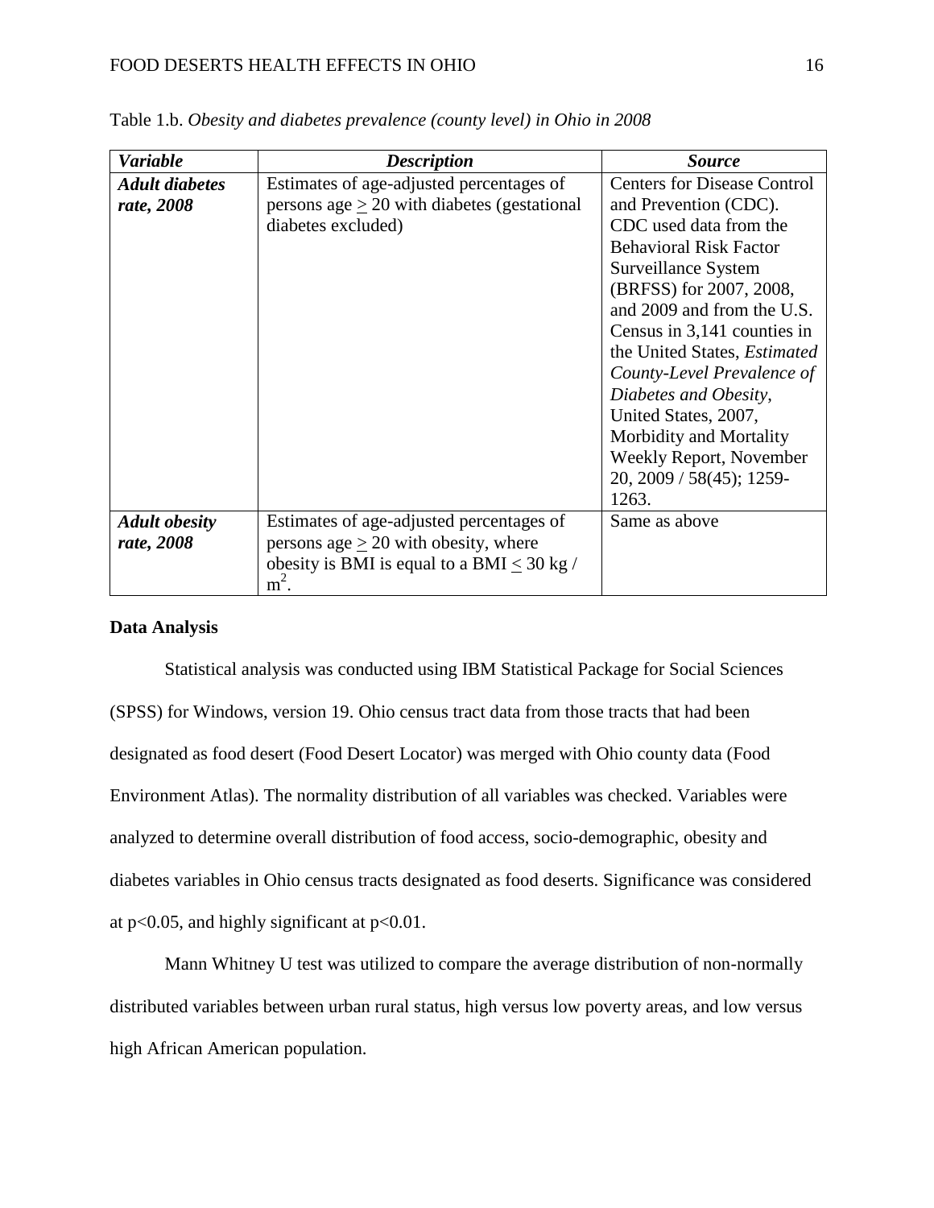Table 1.b. *Obesity and diabetes prevalence (county level) in Ohio in 2008*

| ***Variable*** | ***Description*** | ***Source*** |
|---|---|---|
| ***Adult diabetes rate, 2008*** | Estimates of age-adjusted percentages of persons age $\geq$ 20 with diabetes (gestational diabetes excluded) | Centers for Disease Control and Prevention (CDC). CDC used data from the Behavioral Risk Factor Surveillance System (BRFSS) for 2007, 2008, and 2009 and from the U.S. Census in 3,141 counties in the United States, *Estimated County-Level Prevalence of Diabetes and Obesity*, United States, 2007, Morbidity and Mortality Weekly Report, November 20, 2009 / 58(45); 1259-1263. |
| ***Adult obesity rate, 2008*** | Estimates of age-adjusted percentages of persons age $\geq$ 20 with obesity, where obesity is BMI is equal to a BMI $\leq$ 30 kg / $m^2$. | Same as above |

**Data Analysis**

Statistical analysis was conducted using IBM Statistical Package for Social Sciences (SPSS) for Windows, version 19. Ohio census tract data from those tracts that had been designated as food desert (Food Desert Locator) was merged with Ohio county data (Food Environment Atlas). The normality distribution of all variables was checked. Variables were analyzed to determine overall distribution of food access, socio-demographic, obesity and diabetes variables in Ohio census tracts designated as food deserts. Significance was considered at $p<0.05$, and highly significant at $p<0.01$.

Mann Whitney U test was utilized to compare the average distribution of non-normally distributed variables between urban rural status, high versus low poverty areas, and low versus high African American population.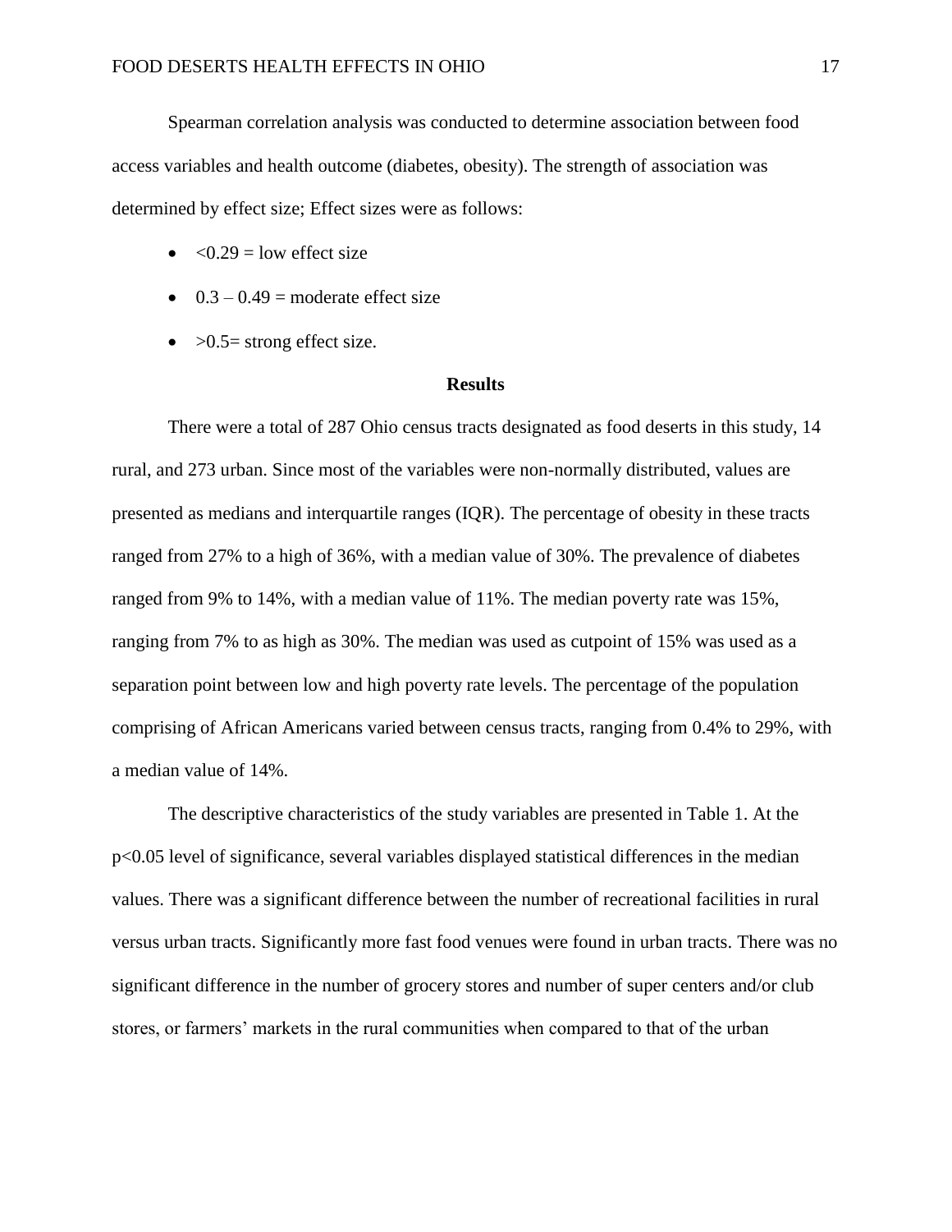Spearman correlation analysis was conducted to determine association between food access variables and health outcome (diabetes, obesity). The strength of association was determined by effect size; Effect sizes were as follows:

- <0.29 = low effect size
- 0.3 – 0.49 = moderate effect size
- >0.5= strong effect size.

## Results

There were a total of 287 Ohio census tracts designated as food deserts in this study, 14 rural, and 273 urban. Since most of the variables were non-normally distributed, values are presented as medians and interquartile ranges (IQR). The percentage of obesity in these tracts ranged from 27% to a high of 36%, with a median value of 30%. The prevalence of diabetes ranged from 9% to 14%, with a median value of 11%. The median poverty rate was 15%, ranging from 7% to as high as 30%. The median was used as cutpoint of 15% was used as a separation point between low and high poverty rate levels. The percentage of the population comprising of African Americans varied between census tracts, ranging from 0.4% to 29%, with a median value of 14%.

The descriptive characteristics of the study variables are presented in Table 1. At the $p<0.05$ level of significance, several variables displayed statistical differences in the median values. There was a significant difference between the number of recreational facilities in rural versus urban tracts. Significantly more fast food venues were found in urban tracts. There was no significant difference in the number of grocery stores and number of super centers and/or club stores, or farmers' markets in the rural communities when compared to that of the urban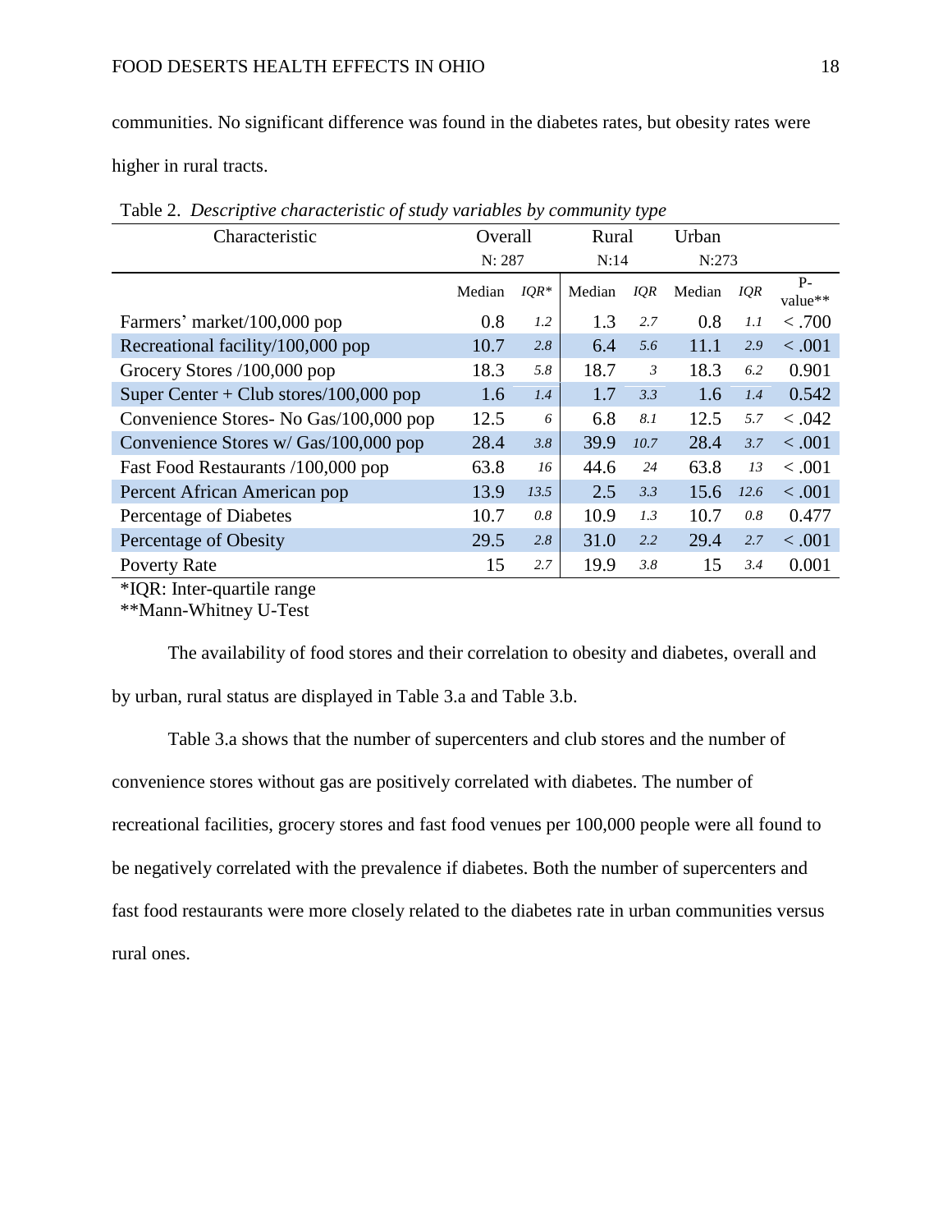communities. No significant difference was found in the diabetes rates, but obesity rates were higher in rural tracts.

Table 2. *Descriptive characteristic of study variables by community type*

| Characteristic | Overall | | Rural | | Urban | | |
|---|---|---|---|---|---|---|---|
| | N: 287 | | N:14 | | N:273 | | |
| | Median | *IQR** | Median | *IQR* | Median | *IQR* | P-value** |
| Farmers' market/100,000 pop | 0.8 | *1.2* | 1.3 | *2.7* | 0.8 | *1.1* | < .700 |
| Recreational facility/100,000 pop | 10.7 | *2.8* | 6.4 | *5.6* | 11.1 | *2.9* | < .001 |
| Grocery Stores /100,000 pop | 18.3 | *5.8* | 18.7 | *3* | 18.3 | *6.2* | 0.901 |
| Super Center + Club stores/100,000 pop | 1.6 | *1.4* | 1.7 | *3.3* | 1.6 | *1.4* | 0.542 |
| Convenience Stores- No Gas/100,000 pop | 12.5 | *6* | 6.8 | *8.1* | 12.5 | *5.7* | < .042 |
| Convenience Stores w/ Gas/100,000 pop | 28.4 | *3.8* | 39.9 | *10.7* | 28.4 | *3.7* | < .001 |
| Fast Food Restaurants /100,000 pop | 63.8 | *16* | 44.6 | *24* | 63.8 | *13* | < .001 |
| Percent African American pop | 13.9 | *13.5* | 2.5 | *3.3* | 15.6 | *12.6* | < .001 |
| Percentage of Diabetes | 10.7 | *0.8* | 10.9 | *1.3* | 10.7 | *0.8* | 0.477 |
| Percentage of Obesity | 29.5 | *2.8* | 31.0 | *2.2* | 29.4 | *2.7* | < .001 |
| Poverty Rate | 15 | *2.7* | 19.9 | *3.8* | 15 | *3.4* | 0.001 |

*IQR: Inter-quartile range
**Mann-Whitney U-Test

The availability of food stores and their correlation to obesity and diabetes, overall and by urban, rural status are displayed in Table 3.a and Table 3.b.

Table 3.a shows that the number of supercenters and club stores and the number of convenience stores without gas are positively correlated with diabetes. The number of recreational facilities, grocery stores and fast food venues per 100,000 people were all found to be negatively correlated with the prevalence if diabetes. Both the number of supercenters and fast food restaurants were more closely related to the diabetes rate in urban communities versus rural ones.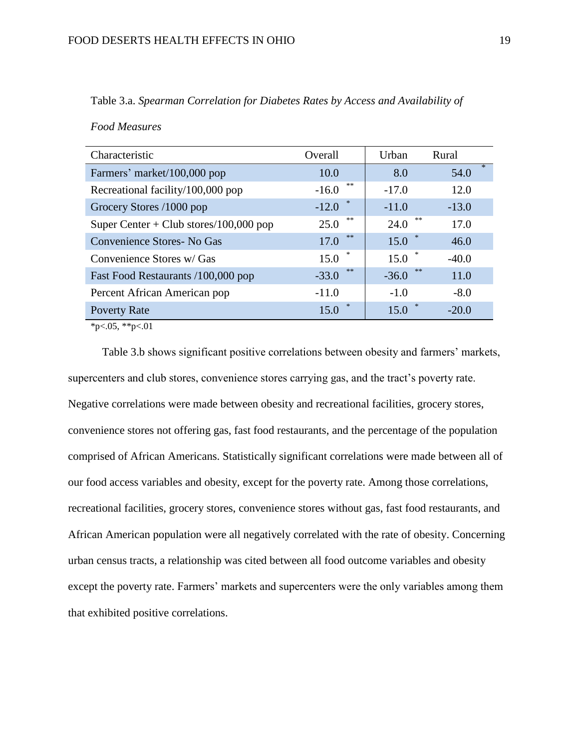Table 3.a. *Spearman Correlation for Diabetes Rates by Access and Availability of Food Measures*

| Characteristic | Overall | Urban | Rural |
|---|---|---|---|
| Farmers' market/100,000 pop | 10.0 | 8.0 | 54.0 * |
| Recreational facility/100,000 pop | -16.0 ** | -17.0 | 12.0 |
| Grocery Stores /1000 pop | -12.0 * | -11.0 | -13.0 |
| Super Center + Club stores/100,000 pop | 25.0 ** | 24.0 ** | 17.0 |
| Convenience Stores- No Gas | 17.0 ** | 15.0 * | 46.0 |
| Convenience Stores w/ Gas | 15.0 * | 15.0 * | -40.0 |
| Fast Food Restaurants /100,000 pop | -33.0 ** | -36.0 ** | 11.0 |
| Percent African American pop | -11.0 | -1.0 | -8.0 |
| Poverty Rate | 15.0 * | 15.0 * | -20.0 |

*p<.05, **p<.01

Table 3.b shows significant positive correlations between obesity and farmers' markets, supercenters and club stores, convenience stores carrying gas, and the tract's poverty rate. Negative correlations were made between obesity and recreational facilities, grocery stores, convenience stores not offering gas, fast food restaurants, and the percentage of the population comprised of African Americans. Statistically significant correlations were made between all of our food access variables and obesity, except for the poverty rate. Among those correlations, recreational facilities, grocery stores, convenience stores without gas, fast food restaurants, and African American population were all negatively correlated with the rate of obesity. Concerning urban census tracts, a relationship was cited between all food outcome variables and obesity except the poverty rate. Farmers' markets and supercenters were the only variables among them that exhibited positive correlations.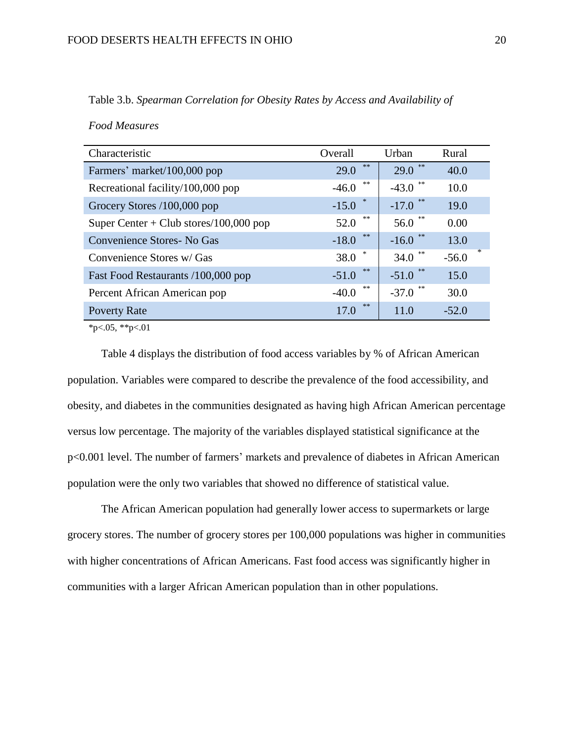Table 3.b. *Spearman Correlation for Obesity Rates by Access and Availability of Food Measures*

| Characteristic | Overall | Urban | Rural |
|---|---|---|---|
| Farmers' market/100,000 pop | 29.0 ** | 29.0 ** | 40.0 |
| Recreational facility/100,000 pop | -46.0 ** | -43.0 ** | 10.0 |
| Grocery Stores /100,000 pop | -15.0 * | -17.0 ** | 19.0 |
| Super Center + Club stores/100,000 pop | 52.0 ** | 56.0 ** | 0.00 |
| Convenience Stores- No Gas | -18.0 ** | -16.0 ** | 13.0 |
| Convenience Stores w/ Gas | 38.0 * | 34.0 ** | -56.0 * |
| Fast Food Restaurants /100,000 pop | -51.0 ** | -51.0 ** | 15.0 |
| Percent African American pop | -40.0 ** | -37.0 ** | 30.0 |
| Poverty Rate | 17.0 ** | 11.0 | -52.0 |

*p<.05, **p<.01

Table 4 displays the distribution of food access variables by % of African American population. Variables were compared to describe the prevalence of the food accessibility, and obesity, and diabetes in the communities designated as having high African American percentage versus low percentage. The majority of the variables displayed statistical significance at the p<0.001 level. The number of farmers' markets and prevalence of diabetes in African American population were the only two variables that showed no difference of statistical value.

The African American population had generally lower access to supermarkets or large grocery stores. The number of grocery stores per 100,000 populations was higher in communities with higher concentrations of African Americans. Fast food access was significantly higher in communities with a larger African American population than in other populations.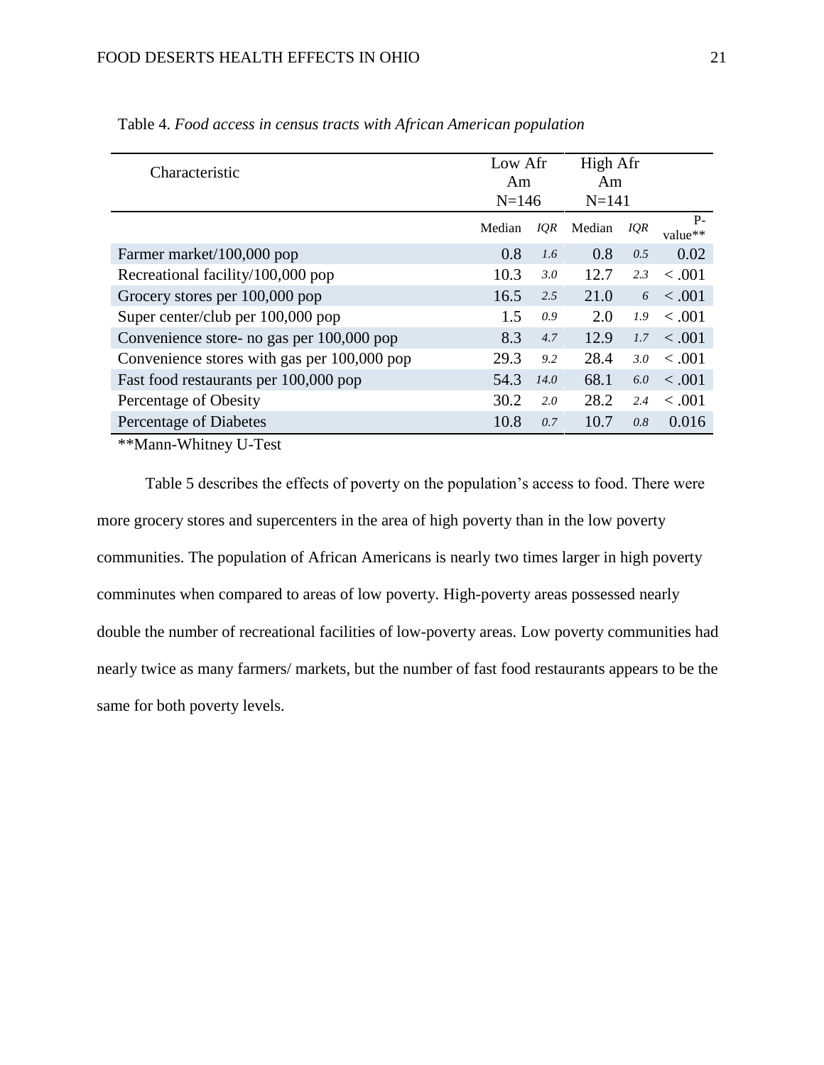Table 4. *Food access in census tracts with African American population*

| Characteristic | Low Afr Am N=146 | | High Afr Am N=141 | | |
|---|---|---|---|---|---|
| | Median | *IQR* | Median | *IQR* | P-value** |
| Farmer market/100,000 pop | 0.8 | *1.6* | 0.8 | *0.5* | 0.02 |
| Recreational facility/100,000 pop | 10.3 | *3.0* | 12.7 | *2.3* | < .001 |
| Grocery stores per 100,000 pop | 16.5 | *2.5* | 21.0 | *6* | < .001 |
| Super center/club per 100,000 pop | 1.5 | *0.9* | 2.0 | *1.9* | < .001 |
| Convenience store- no gas per 100,000 pop | 8.3 | *4.7* | 12.9 | *1.7* | < .001 |
| Convenience stores with gas per 100,000 pop | 29.3 | *9.2* | 28.4 | *3.0* | < .001 |
| Fast food restaurants per 100,000 pop | 54.3 | *14.0* | 68.1 | *6.0* | < .001 |
| Percentage of Obesity | 30.2 | *2.0* | 28.2 | *2.4* | < .001 |
| Percentage of Diabetes | 10.8 | *0.7* | 10.7 | *0.8* | 0.016 |

**Mann-Whitney U-Test

Table 5 describes the effects of poverty on the population's access to food. There were more grocery stores and supercenters in the area of high poverty than in the low poverty communities. The population of African Americans is nearly two times larger in high poverty comminutes when compared to areas of low poverty. High-poverty areas possessed nearly double the number of recreational facilities of low-poverty areas. Low poverty communities had nearly twice as many farmers/ markets, but the number of fast food restaurants appears to be the same for both poverty levels.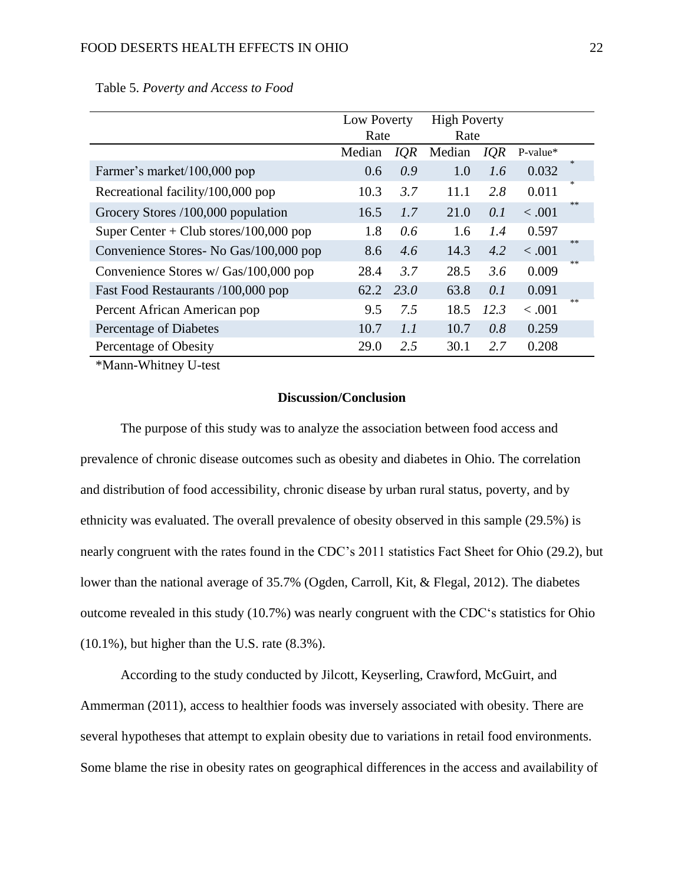Table 5. *Poverty and Access to Food*

| | Low Poverty Rate | | High Poverty Rate | | | |
|---|---|---|---|---|---|---|
| | Median | *IQR* | Median | *IQR* | P-value* | |
| Farmer's market/100,000 pop | 0.6 | *0.9* | 1.0 | *1.6* | 0.032 | * |
| Recreational facility/100,000 pop | 10.3 | *3.7* | 11.1 | *2.8* | 0.011 | * |
| Grocery Stores /100,000 population | 16.5 | *1.7* | 21.0 | *0.1* | < .001 | ** |
| Super Center + Club stores/100,000 pop | 1.8 | *0.6* | 1.6 | *1.4* | 0.597 | |
| Convenience Stores- No Gas/100,000 pop | 8.6 | *4.6* | 14.3 | *4.2* | < .001 | ** |
| Convenience Stores w/ Gas/100,000 pop | 28.4 | *3.7* | 28.5 | *3.6* | 0.009 | ** |
| Fast Food Restaurants /100,000 pop | 62.2 | *23.0* | 63.8 | *0.1* | 0.091 | |
| Percent African American pop | 9.5 | *7.5* | 18.5 | *12.3* | < .001 | ** |
| Percentage of Diabetes | 10.7 | *1.1* | 10.7 | *0.8* | 0.259 | |
| Percentage of Obesity | 29.0 | *2.5* | 30.1 | *2.7* | 0.208 | |

*Mann-Whitney U-test

## Discussion/Conclusion

The purpose of this study was to analyze the association between food access and prevalence of chronic disease outcomes such as obesity and diabetes in Ohio. The correlation and distribution of food accessibility, chronic disease by urban rural status, poverty, and by ethnicity was evaluated. The overall prevalence of obesity observed in this sample (29.5%) is nearly congruent with the rates found in the CDC's 2011 statistics Fact Sheet for Ohio (29.2), but lower than the national average of 35.7% (Ogden, Carroll, Kit, & Flegal, 2012). The diabetes outcome revealed in this study (10.7%) was nearly congruent with the CDC's statistics for Ohio (10.1%), but higher than the U.S. rate (8.3%).

According to the study conducted by Jilcott, Keyserling, Crawford, McGuirt, and Ammerman (2011), access to healthier foods was inversely associated with obesity. There are several hypotheses that attempt to explain obesity due to variations in retail food environments. Some blame the rise in obesity rates on geographical differences in the access and availability of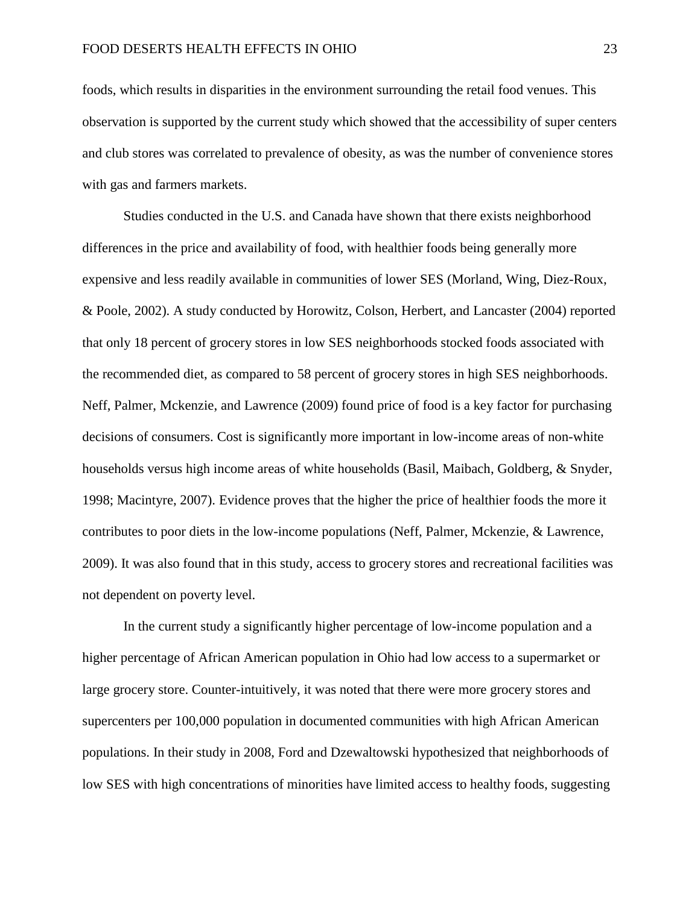foods, which results in disparities in the environment surrounding the retail food venues. This observation is supported by the current study which showed that the accessibility of super centers and club stores was correlated to prevalence of obesity, as was the number of convenience stores with gas and farmers markets.

Studies conducted in the U.S. and Canada have shown that there exists neighborhood differences in the price and availability of food, with healthier foods being generally more expensive and less readily available in communities of lower SES (Morland, Wing, Diez-Roux, & Poole, 2002). A study conducted by Horowitz, Colson, Herbert, and Lancaster (2004) reported that only 18 percent of grocery stores in low SES neighborhoods stocked foods associated with the recommended diet, as compared to 58 percent of grocery stores in high SES neighborhoods. Neff, Palmer, Mckenzie, and Lawrence (2009) found price of food is a key factor for purchasing decisions of consumers. Cost is significantly more important in low-income areas of non-white households versus high income areas of white households (Basil, Maibach, Goldberg, & Snyder, 1998; Macintyre, 2007). Evidence proves that the higher the price of healthier foods the more it contributes to poor diets in the low-income populations (Neff, Palmer, Mckenzie, & Lawrence, 2009). It was also found that in this study, access to grocery stores and recreational facilities was not dependent on poverty level.

In the current study a significantly higher percentage of low-income population and a higher percentage of African American population in Ohio had low access to a supermarket or large grocery store. Counter-intuitively, it was noted that there were more grocery stores and supercenters per 100,000 population in documented communities with high African American populations. In their study in 2008, Ford and Dzewaltowski hypothesized that neighborhoods of low SES with high concentrations of minorities have limited access to healthy foods, suggesting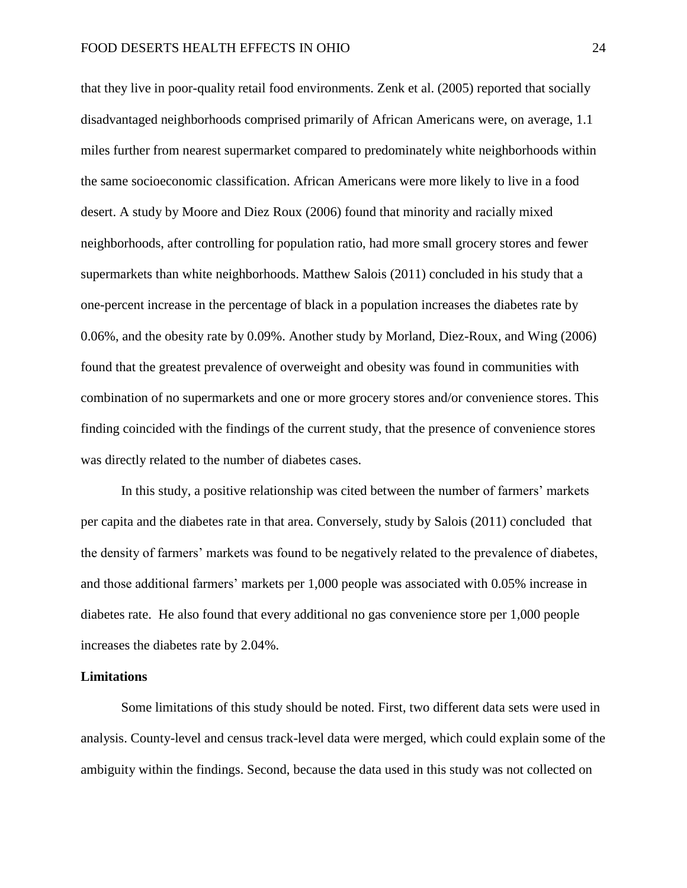that they live in poor-quality retail food environments. Zenk et al. (2005) reported that socially disadvantaged neighborhoods comprised primarily of African Americans were, on average, 1.1 miles further from nearest supermarket compared to predominately white neighborhoods within the same socioeconomic classification. African Americans were more likely to live in a food desert. A study by Moore and Diez Roux (2006) found that minority and racially mixed neighborhoods, after controlling for population ratio, had more small grocery stores and fewer supermarkets than white neighborhoods. Matthew Salois (2011) concluded in his study that a one-percent increase in the percentage of black in a population increases the diabetes rate by 0.06%, and the obesity rate by 0.09%. Another study by Morland, Diez-Roux, and Wing (2006) found that the greatest prevalence of overweight and obesity was found in communities with combination of no supermarkets and one or more grocery stores and/or convenience stores. This finding coincided with the findings of the current study, that the presence of convenience stores was directly related to the number of diabetes cases.

In this study, a positive relationship was cited between the number of farmers' markets per capita and the diabetes rate in that area. Conversely, study by Salois (2011) concluded that the density of farmers' markets was found to be negatively related to the prevalence of diabetes, and those additional farmers' markets per 1,000 people was associated with 0.05% increase in diabetes rate. He also found that every additional no gas convenience store per 1,000 people increases the diabetes rate by 2.04%.

**Limitations**

Some limitations of this study should be noted. First, two different data sets were used in analysis. County-level and census track-level data were merged, which could explain some of the ambiguity within the findings. Second, because the data used in this study was not collected on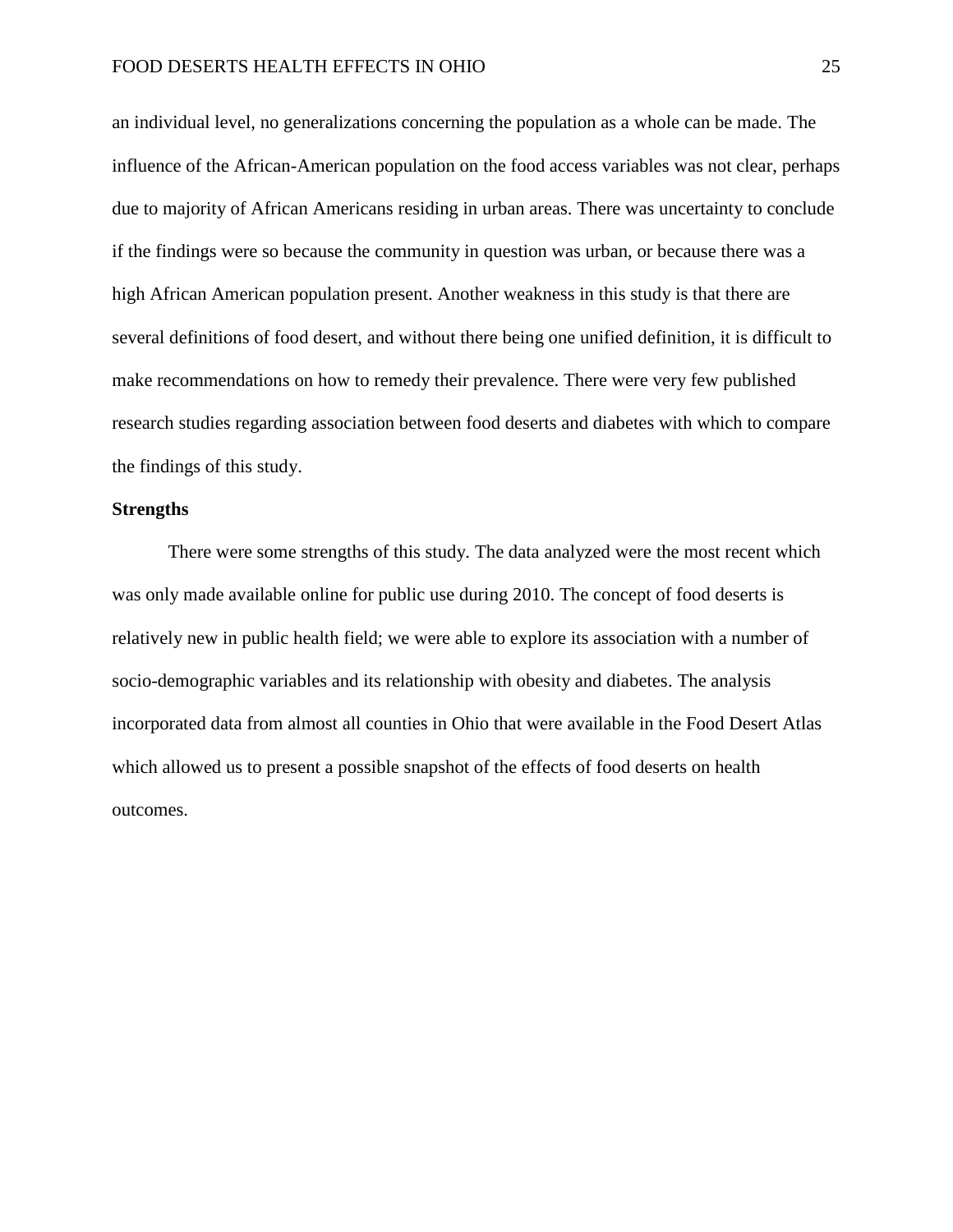an individual level, no generalizations concerning the population as a whole can be made. The influence of the African-American population on the food access variables was not clear, perhaps due to majority of African Americans residing in urban areas. There was uncertainty to conclude if the findings were so because the community in question was urban, or because there was a high African American population present. Another weakness in this study is that there are several definitions of food desert, and without there being one unified definition, it is difficult to make recommendations on how to remedy their prevalence. There were very few published research studies regarding association between food deserts and diabetes with which to compare the findings of this study.

**Strengths**

There were some strengths of this study. The data analyzed were the most recent which was only made available online for public use during 2010. The concept of food deserts is relatively new in public health field; we were able to explore its association with a number of socio-demographic variables and its relationship with obesity and diabetes. The analysis incorporated data from almost all counties in Ohio that were available in the Food Desert Atlas which allowed us to present a possible snapshot of the effects of food deserts on health outcomes.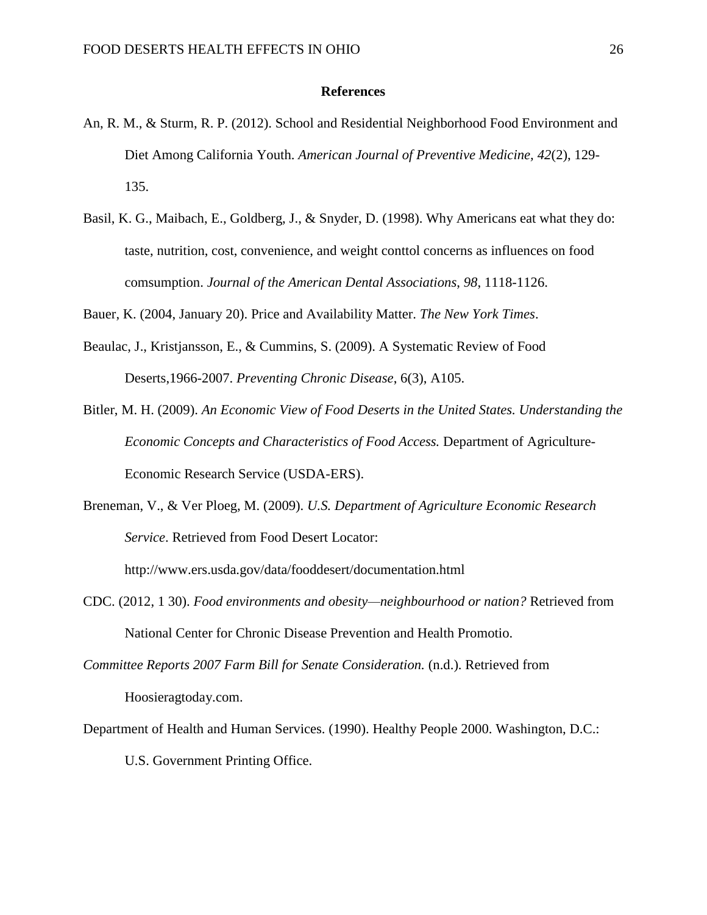**References**

An, R. M., & Sturm, R. P. (2012). School and Residential Neighborhood Food Environment and Diet Among California Youth. *American Journal of Preventive Medicine, 42*(2), 129-135.

Basil, K. G., Maibach, E., Goldberg, J., & Snyder, D. (1998). Why Americans eat what they do: taste, nutrition, cost, convenience, and weight conttol concerns as influences on food comsumption. *Journal of the American Dental Associations*, *98*, 1118-1126.

Bauer, K. (2004, January 20). Price and Availability Matter. *The New York Times*.

Beaulac, J., Kristjansson, E., & Cummins, S. (2009). A Systematic Review of Food Deserts,1966-2007. *Preventing Chronic Disease*, 6(3), A105.

Bitler, M. H. (2009). *An Economic View of Food Deserts in the United States. Understanding the Economic Concepts and Characteristics of Food Access.* Department of Agriculture-Economic Research Service (USDA-ERS).

Breneman, V., & Ver Ploeg, M. (2009). *U.S. Department of Agriculture Economic Research Service*. Retrieved from Food Desert Locator: http://www.ers.usda.gov/data/fooddesert/documentation.html

CDC. (2012, 1 30). *Food environments and obesity—neighbourhood or nation?* Retrieved from National Center for Chronic Disease Prevention and Health Promotio.

*Committee Reports 2007 Farm Bill for Senate Consideration.* (n.d.). Retrieved from Hoosieragtoday.com.

Department of Health and Human Services. (1990). Healthy People 2000. Washington, D.C.: U.S. Government Printing Office.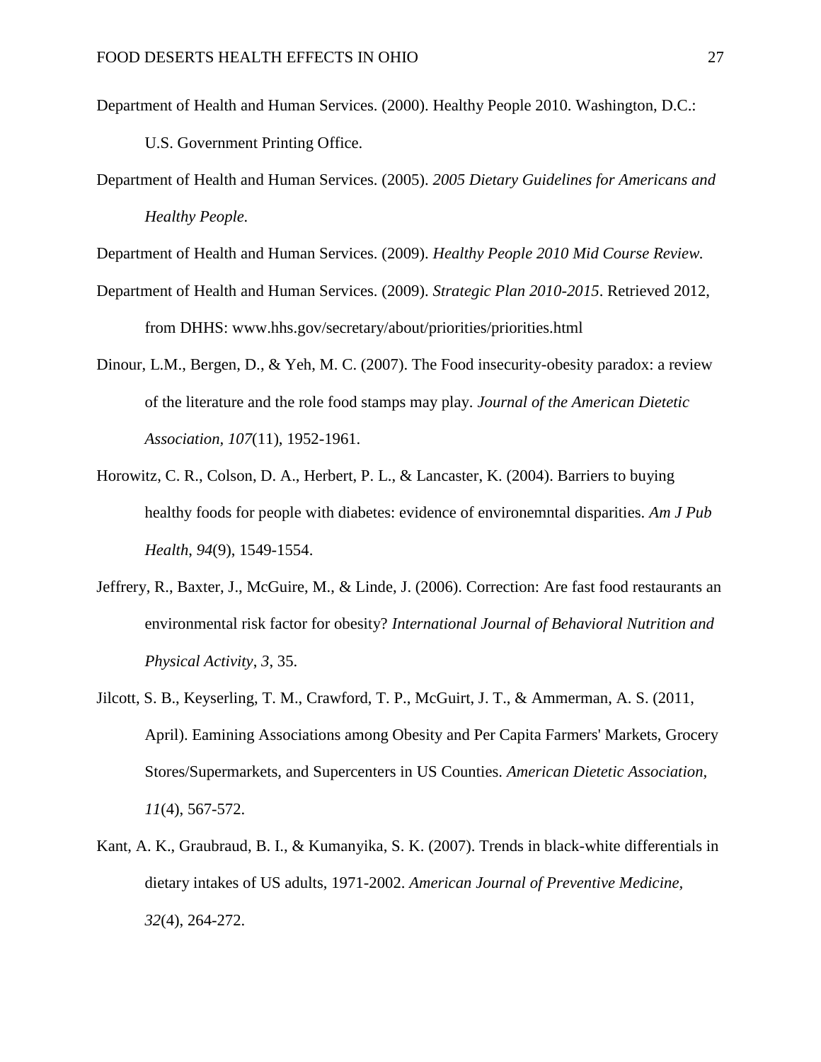Department of Health and Human Services. (2000). Healthy People 2010. Washington, D.C.: U.S. Government Printing Office.

Department of Health and Human Services. (2005). *2005 Dietary Guidelines for Americans and Healthy People.*

Department of Health and Human Services. (2009). *Healthy People 2010 Mid Course Review.*

Department of Health and Human Services. (2009). *Strategic Plan 2010-2015*. Retrieved 2012, from DHHS: www.hhs.gov/secretary/about/priorities/priorities.html

Dinour, L.M., Bergen, D., & Yeh, M. C. (2007). The Food insecurity-obesity paradox: a review of the literature and the role food stamps may play. *Journal of the American Dietetic Association*, *107*(11), 1952-1961.

Horowitz, C. R., Colson, D. A., Herbert, P. L., & Lancaster, K. (2004). Barriers to buying healthy foods for people with diabetes: evidence of environemntal disparities. *Am J Pub Health*, *94*(9), 1549-1554.

Jeffrery, R., Baxter, J., McGuire, M., & Linde, J. (2006). Correction: Are fast food restaurants an environmental risk factor for obesity? *International Journal of Behavioral Nutrition and Physical Activity*, *3*, 35.

Jilcott, S. B., Keyserling, T. M., Crawford, T. P., McGuirt, J. T., & Ammerman, A. S. (2011, April). Eamining Associations among Obesity and Per Capita Farmers' Markets, Grocery Stores/Supermarkets, and Supercenters in US Counties. *American Dietetic Association*, *11*(4), 567-572.

Kant, A. K., Graubraud, B. I., & Kumanyika, S. K. (2007). Trends in black-white differentials in dietary intakes of US adults, 1971-2002. *American Journal of Preventive Medicine*, *32*(4), 264-272.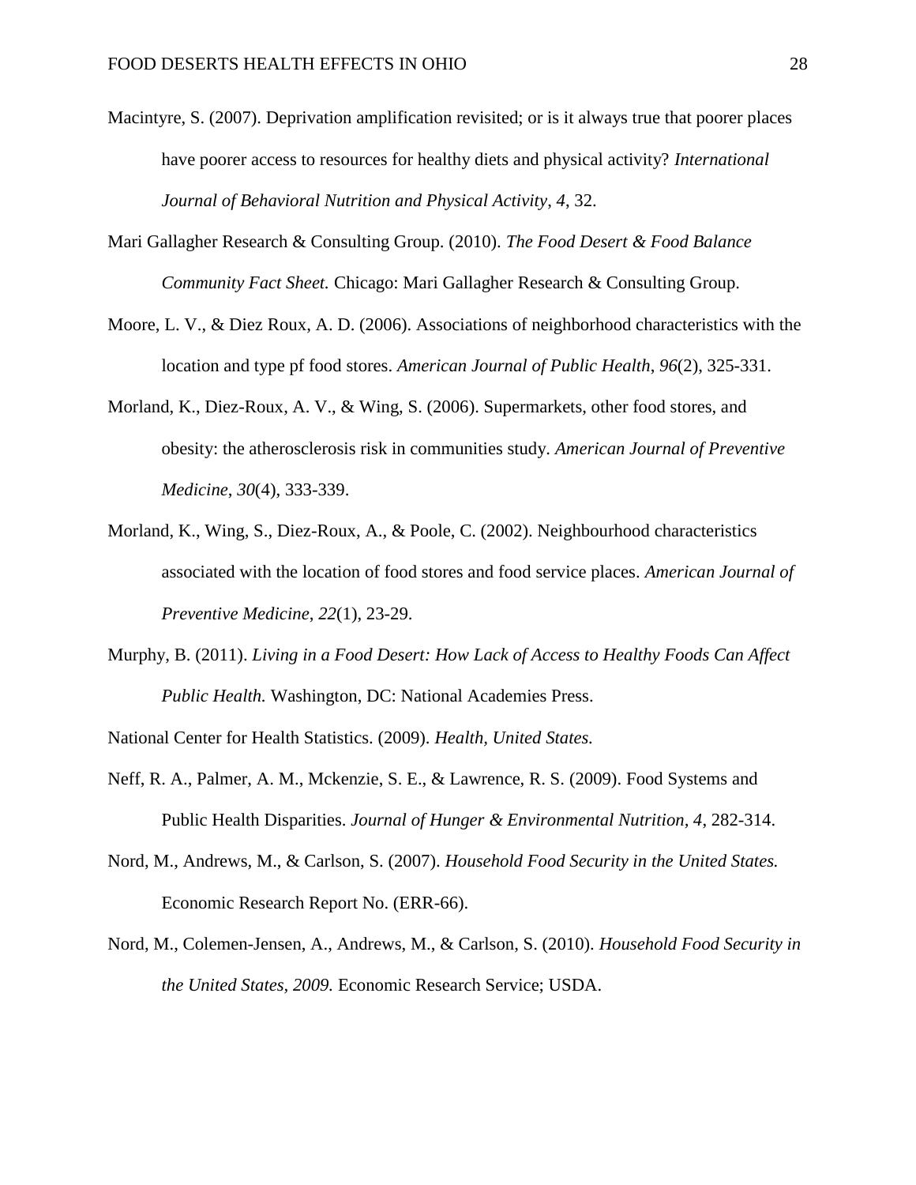Macintyre, S. (2007). Deprivation amplification revisited; or is it always true that poorer places have poorer access to resources for healthy diets and physical activity? *International Journal of Behavioral Nutrition and Physical Activity*, *4*, 32.

Mari Gallagher Research & Consulting Group. (2010). *The Food Desert & Food Balance Community Fact Sheet.* Chicago: Mari Gallagher Research & Consulting Group.

Moore, L. V., & Diez Roux, A. D. (2006). Associations of neighborhood characteristics with the location and type pf food stores. *American Journal of Public Health*, *96*(2), 325-331.

Morland, K., Diez-Roux, A. V., & Wing, S. (2006). Supermarkets, other food stores, and obesity: the atherosclerosis risk in communities study. *American Journal of Preventive Medicine*, *30*(4), 333-339.

Morland, K., Wing, S., Diez-Roux, A., & Poole, C. (2002). Neighbourhood characteristics associated with the location of food stores and food service places. *American Journal of Preventive Medicine*, *22*(1), 23-29.

Murphy, B. (2011). *Living in a Food Desert: How Lack of Access to Healthy Foods Can Affect Public Health.* Washington, DC: National Academies Press.

National Center for Health Statistics. (2009). *Health, United States.*

Neff, R. A., Palmer, A. M., Mckenzie, S. E., & Lawrence, R. S. (2009). Food Systems and Public Health Disparities. *Journal of Hunger & Environmental Nutrition*, *4*, 282-314.

Nord, M., Andrews, M., & Carlson, S. (2007). *Household Food Security in the United States.* Economic Research Report No. (ERR-66).

Nord, M., Colemen-Jensen, A., Andrews, M., & Carlson, S. (2010). *Household Food Security in the United States, 2009.* Economic Research Service; USDA.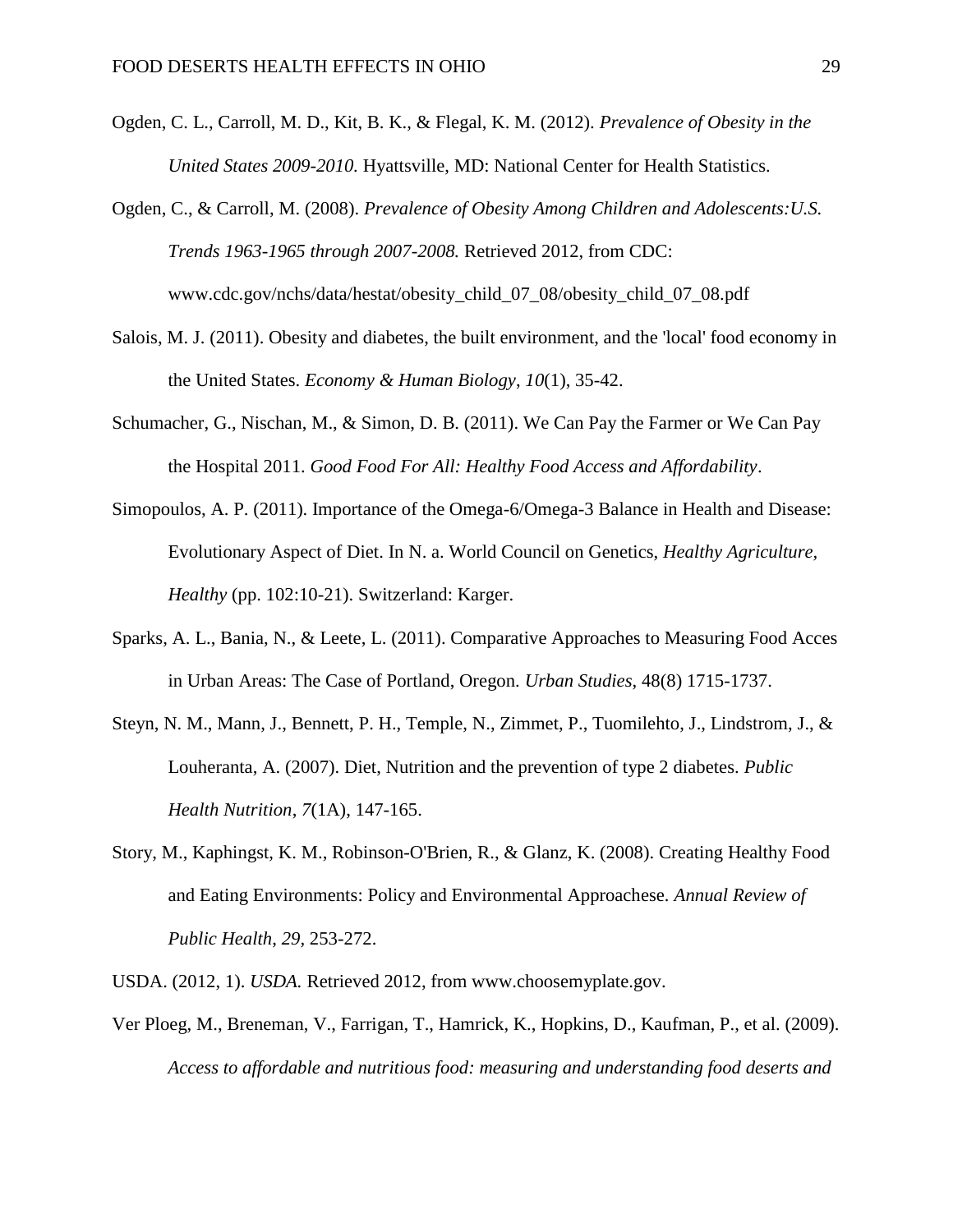Ogden, C. L., Carroll, M. D., Kit, B. K., & Flegal, K. M. (2012). *Prevalence of Obesity in the United States 2009-2010*. Hyattsville, MD: National Center for Health Statistics.

Ogden, C., & Carroll, M. (2008). *Prevalence of Obesity Among Children and Adolescents:U.S. Trends 1963-1965 through 2007-2008.* Retrieved 2012, from CDC: www.cdc.gov/nchs/data/hestat/obesity_child_07_08/obesity_child_07_08.pdf

Salois, M. J. (2011). Obesity and diabetes, the built environment, and the 'local' food economy in the United States. *Economy & Human Biology*, *10*(1), 35-42.

Schumacher, G., Nischan, M., & Simon, D. B. (2011). We Can Pay the Farmer or We Can Pay the Hospital 2011. *Good Food For All: Healthy Food Access and Affordability*.

Simopoulos, A. P. (2011). Importance of the Omega-6/Omega-3 Balance in Health and Disease: Evolutionary Aspect of Diet. In N. a. World Council on Genetics, *Healthy Agriculture, Healthy* (pp. 102:10-21). Switzerland: Karger.

Sparks, A. L., Bania, N., & Leete, L. (2011). Comparative Approaches to Measuring Food Acces in Urban Areas: The Case of Portland, Oregon. *Urban Studies*, 48(8) 1715-1737.

Steyn, N. M., Mann, J., Bennett, P. H., Temple, N., Zimmet, P., Tuomilehto, J., Lindstrom, J., & Louheranta, A. (2007). Diet, Nutrition and the prevention of type 2 diabetes. *Public Health Nutrition*, *7*(1A), 147-165.

Story, M., Kaphingst, K. M., Robinson-O'Brien, R., & Glanz, K. (2008). Creating Healthy Food and Eating Environments: Policy and Environmental Approachese. *Annual Review of Public Health*, *29*, 253-272.

USDA. (2012, 1). *USDA.* Retrieved 2012, from www.choosemyplate.gov.

Ver Ploeg, M., Breneman, V., Farrigan, T., Hamrick, K., Hopkins, D., Kaufman, P., et al. (2009). *Access to affordable and nutritious food: measuring and understanding food deserts and*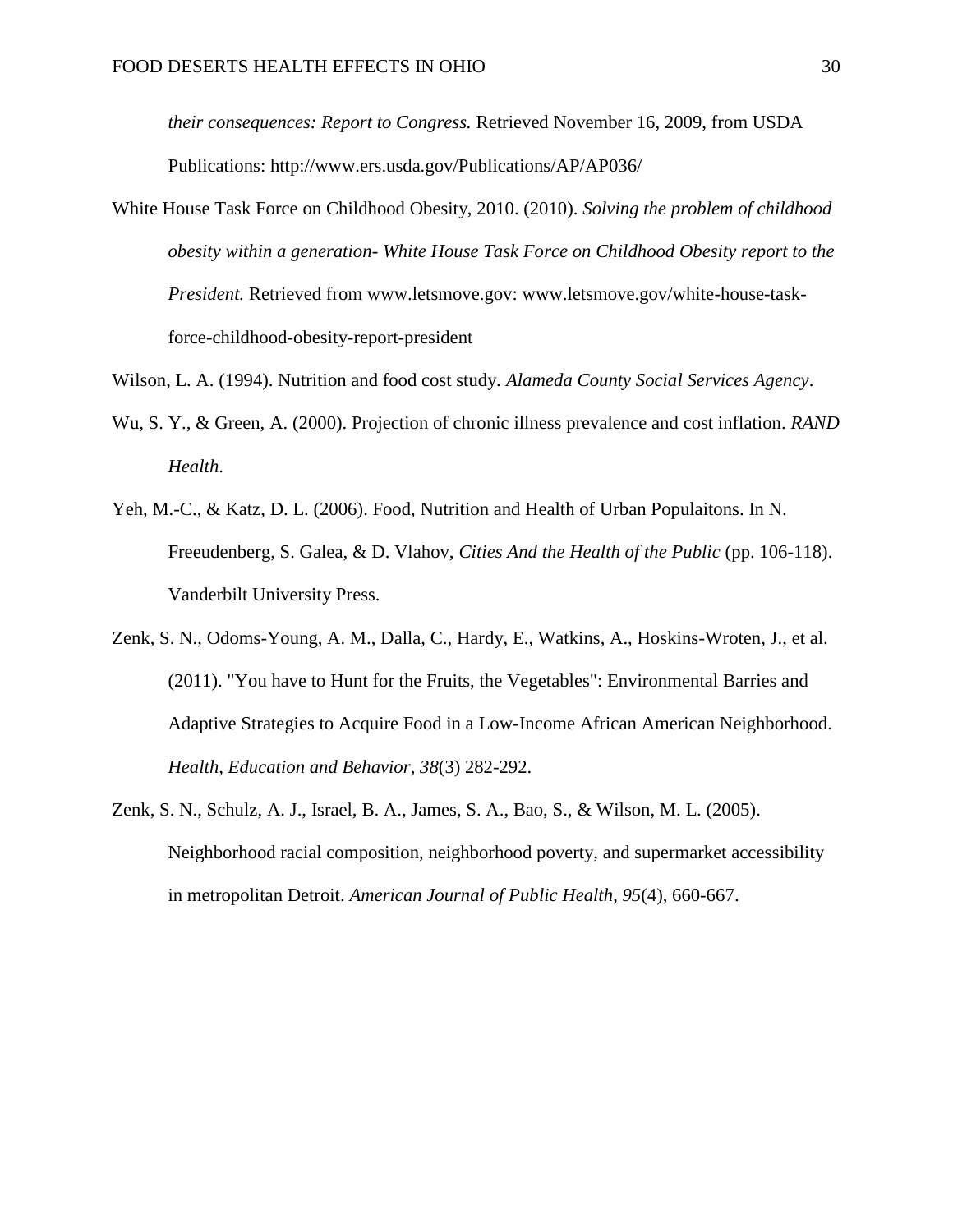*their consequences: Report to Congress.* Retrieved November 16, 2009, from USDA Publications: http://www.ers.usda.gov/Publications/AP/AP036/

White House Task Force on Childhood Obesity, 2010. (2010). *Solving the problem of childhood obesity within a generation- White House Task Force on Childhood Obesity report to the President.* Retrieved from www.letsmove.gov: www.letsmove.gov/white-house-task-force-childhood-obesity-report-president

Wilson, L. A. (1994). Nutrition and food cost study. *Alameda County Social Services Agency*.

Wu, S. Y., & Green, A. (2000). Projection of chronic illness prevalence and cost inflation. *RAND Health*.

Yeh, M.-C., & Katz, D. L. (2006). Food, Nutrition and Health of Urban Populaitons. In N. Freeudenberg, S. Galea, & D. Vlahov, *Cities And the Health of the Public* (pp. 106-118). Vanderbilt University Press.

Zenk, S. N., Odoms-Young, A. M., Dalla, C., Hardy, E., Watkins, A., Hoskins-Wroten, J., et al. (2011). "You have to Hunt for the Fruits, the Vegetables": Environmental Barries and Adaptive Strategies to Acquire Food in a Low-Income African American Neighborhood. *Health, Education and Behavior*, *38*(3) 282-292.

Zenk, S. N., Schulz, A. J., Israel, B. A., James, S. A., Bao, S., & Wilson, M. L. (2005). Neighborhood racial composition, neighborhood poverty, and supermarket accessibility in metropolitan Detroit. *American Journal of Public Health*, *95*(4), 660-667.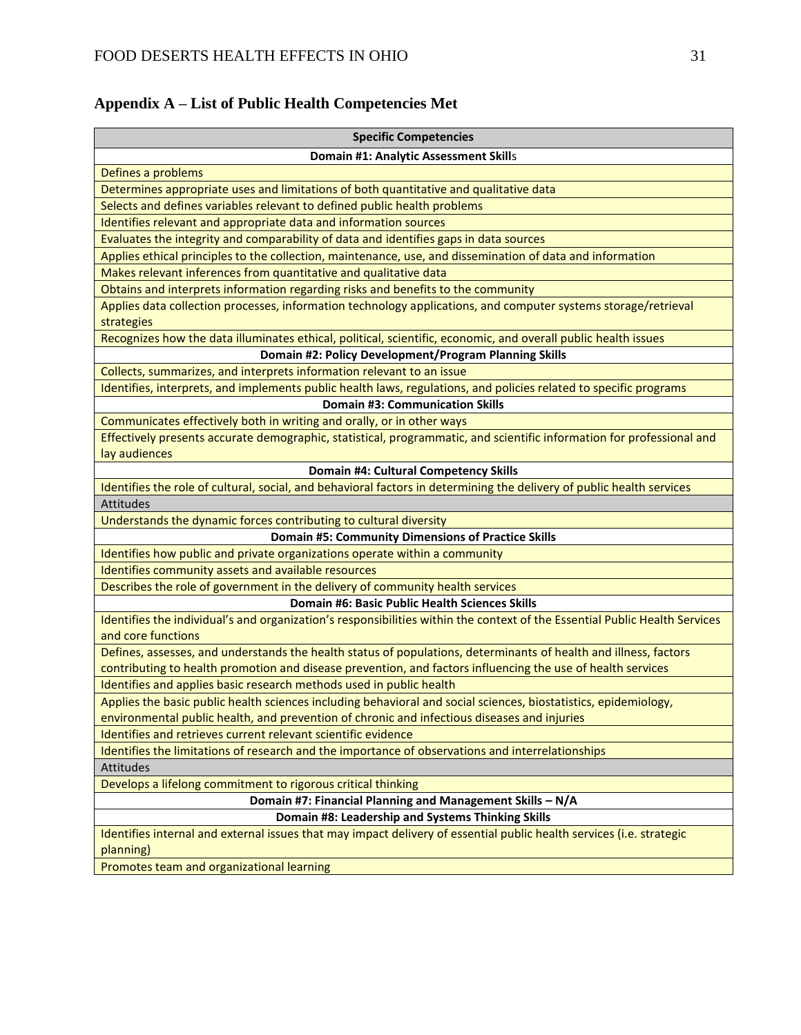## Appendix A – List of Public Health Competencies Met

| Specific Competencies |
|---|
| **Domain #1: Analytic Assessment Skills** |
| Defines a problems |
| Determines appropriate uses and limitations of both quantitative and qualitative data |
| Selects and defines variables relevant to defined public health problems |
| Identifies relevant and appropriate data and information sources |
| Evaluates the integrity and comparability of data and identifies gaps in data sources |
| Applies ethical principles to the collection, maintenance, use, and dissemination of data and information |
| Makes relevant inferences from quantitative and qualitative data |
| Obtains and interprets information regarding risks and benefits to the community |
| Applies data collection processes, information technology applications, and computer systems storage/retrieval strategies |
| Recognizes how the data illuminates ethical, political, scientific, economic, and overall public health issues |
| **Domain #2: Policy Development/Program Planning Skills** |
| Collects, summarizes, and interprets information relevant to an issue |
| Identifies, interprets, and implements public health laws, regulations, and policies related to specific programs |
| **Domain #3: Communication Skills** |
| Communicates effectively both in writing and orally, or in other ways |
| Effectively presents accurate demographic, statistical, programmatic, and scientific information for professional and lay audiences |
| **Domain #4: Cultural Competency Skills** |
| Identifies the role of cultural, social, and behavioral factors in determining the delivery of public health services |
| Attitudes |
| Understands the dynamic forces contributing to cultural diversity |
| **Domain #5: Community Dimensions of Practice Skills** |
| Identifies how public and private organizations operate within a community |
| Identifies community assets and available resources |
| Describes the role of government in the delivery of community health services |
| **Domain #6: Basic Public Health Sciences Skills** |
| Identifies the individual's and organization's responsibilities within the context of the Essential Public Health Services and core functions |
| Defines, assesses, and understands the health status of populations, determinants of health and illness, factors contributing to health promotion and disease prevention, and factors influencing the use of health services |
| Identifies and applies basic research methods used in public health |
| Applies the basic public health sciences including behavioral and social sciences, biostatistics, epidemiology, environmental public health, and prevention of chronic and infectious diseases and injuries |
| Identifies and retrieves current relevant scientific evidence |
| Identifies the limitations of research and the importance of observations and interrelationships |
| Attitudes |
| Develops a lifelong commitment to rigorous critical thinking |
| **Domain #7: Financial Planning and Management Skills – N/A** |
| **Domain #8: Leadership and Systems Thinking Skills** |
| Identifies internal and external issues that may impact delivery of essential public health services (i.e. strategic planning) |
| Promotes team and organizational learning |